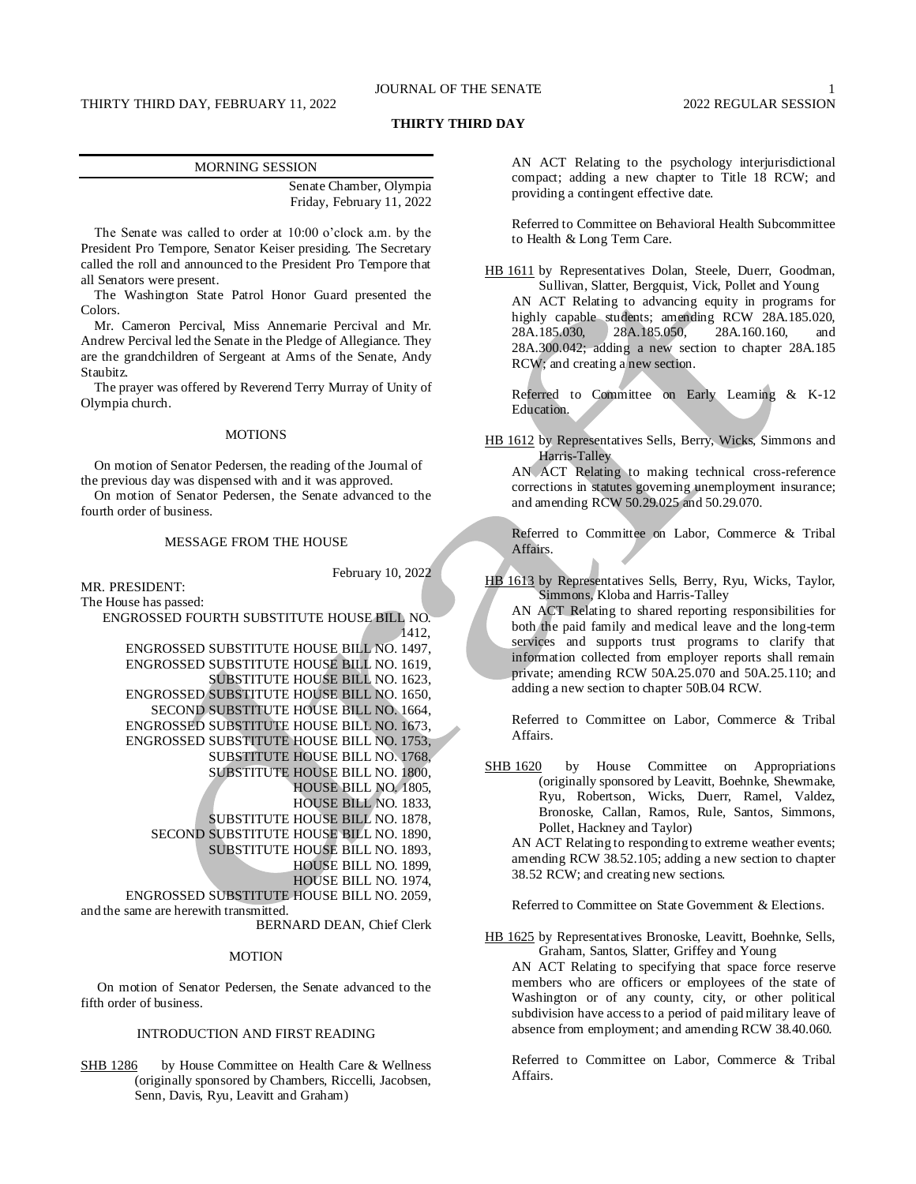# THIRTY THIRD DAY

## MORNING SESSION

Senate Chamber, Olympia
Friday, February 11, 2022

The Senate was called to order at 10:00 o'clock a.m. by the President Pro Tempore, Senator Keiser presiding. The Secretary called the roll and announced to the President Pro Tempore that all Senators were present.

The Washington State Patrol Honor Guard presented the Colors.

Mr. Cameron Percival, Miss Annemarie Percival and Mr. Andrew Percival led the Senate in the Pledge of Allegiance. They are the grandchildren of Sergeant at Arms of the Senate, Andy Staubitz.

The prayer was offered by Reverend Terry Murray of Unity of Olympia church.

### MOTIONS

On motion of Senator Pedersen, the reading of the Journal of the previous day was dispensed with and it was approved.

On motion of Senator Pedersen, the Senate advanced to the fourth order of business.

### MESSAGE FROM THE HOUSE

February 10, 2022

MR. PRESIDENT:
The House has passed:

ENGROSSED FOURTH SUBSTITUTE HOUSE BILL NO. 1412,
ENGROSSED SUBSTITUTE HOUSE BILL NO. 1497,
ENGROSSED SUBSTITUTE HOUSE BILL NO. 1619,
SUBSTITUTE HOUSE BILL NO. 1623,
ENGROSSED SUBSTITUTE HOUSE BILL NO. 1650,
SECOND SUBSTITUTE HOUSE BILL NO. 1664,
ENGROSSED SUBSTITUTE HOUSE BILL NO. 1673,
ENGROSSED SUBSTITUTE HOUSE BILL NO. 1753,
SUBSTITUTE HOUSE BILL NO. 1768,
SUBSTITUTE HOUSE BILL NO. 1800,
HOUSE BILL NO. 1805,
HOUSE BILL NO. 1833,
SUBSTITUTE HOUSE BILL NO. 1878,
SECOND SUBSTITUTE HOUSE BILL NO. 1890,
SUBSTITUTE HOUSE BILL NO. 1893,
HOUSE BILL NO. 1899,
HOUSE BILL NO. 1974,
ENGROSSED SUBSTITUTE HOUSE BILL NO. 2059,

and the same are herewith transmitted.

BERNARD DEAN, Chief Clerk

### MOTION

On motion of Senator Pedersen, the Senate advanced to the fifth order of business.

### INTRODUCTION AND FIRST READING

SHB 1286 by House Committee on Health Care & Wellness (originally sponsored by Chambers, Riccelli, Jacobsen, Senn, Davis, Ryu, Leavitt and Graham)

AN ACT Relating to the psychology interjurisdictional compact; adding a new chapter to Title 18 RCW; and providing a contingent effective date.

Referred to Committee on Behavioral Health Subcommittee to Health & Long Term Care.

HB 1611 by Representatives Dolan, Steele, Duerr, Goodman, Sullivan, Slatter, Bergquist, Vick, Pollet and Young

AN ACT Relating to advancing equity in programs for highly capable students; amending RCW 28A.185.020, 28A.185.030, 28A.185.050, 28A.160.160, and 28A.300.042; adding a new section to chapter 28A.185 RCW; and creating a new section.

Referred to Committee on Early Learning & K-12 Education.

HB 1612 by Representatives Sells, Berry, Wicks, Simmons and Harris-Talley

AN ACT Relating to making technical cross-reference corrections in statutes governing unemployment insurance; and amending RCW 50.29.025 and 50.29.070.

Referred to Committee on Labor, Commerce & Tribal Affairs.

HB 1613 by Representatives Sells, Berry, Ryu, Wicks, Taylor, Simmons, Kloba and Harris-Talley

AN ACT Relating to shared reporting responsibilities for both the paid family and medical leave and the long-term services and supports trust programs to clarify that information collected from employer reports shall remain private; amending RCW 50A.25.070 and 50A.25.110; and adding a new section to chapter 50B.04 RCW.

Referred to Committee on Labor, Commerce & Tribal Affairs.

SHB 1620 by House Committee on Appropriations (originally sponsored by Leavitt, Boehnke, Shewmake, Ryu, Robertson, Wicks, Duerr, Ramel, Valdez, Bronoske, Callan, Ramos, Rule, Santos, Simmons, Pollet, Hackney and Taylor)

AN ACT Relating to responding to extreme weather events; amending RCW 38.52.105; adding a new section to chapter 38.52 RCW; and creating new sections.

Referred to Committee on State Government & Elections.

HB 1625 by Representatives Bronoske, Leavitt, Boehnke, Sells, Graham, Santos, Slatter, Griffey and Young

AN ACT Relating to specifying that space force reserve members who are officers or employees of the state of Washington or of any county, city, or other political subdivision have access to a period of paid military leave of absence from employment; and amending RCW 38.40.060.

Referred to Committee on Labor, Commerce & Tribal Affairs.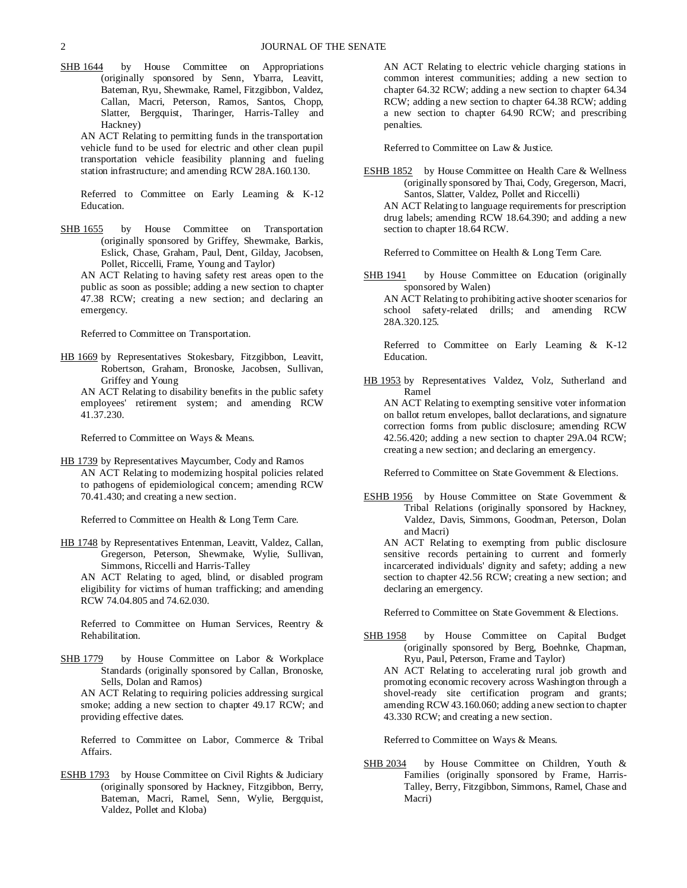SHB 1644 by House Committee on Appropriations (originally sponsored by Senn, Ybarra, Leavitt, Bateman, Ryu, Shewmake, Ramel, Fitzgibbon, Valdez, Callan, Macri, Peterson, Ramos, Santos, Chopp, Slatter, Bergquist, Tharinger, Harris-Talley and Hackney)

AN ACT Relating to permitting funds in the transportation vehicle fund to be used for electric and other clean pupil transportation vehicle feasibility planning and fueling station infrastructure; and amending RCW 28A.160.130.

Referred to Committee on Early Learning & K-12 Education.

SHB 1655 by House Committee on Transportation (originally sponsored by Griffey, Shewmake, Barkis, Eslick, Chase, Graham, Paul, Dent, Gilday, Jacobsen, Pollet, Riccelli, Frame, Young and Taylor)

AN ACT Relating to having safety rest areas open to the public as soon as possible; adding a new section to chapter 47.38 RCW; creating a new section; and declaring an emergency.

Referred to Committee on Transportation.

HB 1669 by Representatives Stokesbary, Fitzgibbon, Leavitt, Robertson, Graham, Bronoske, Jacobsen, Sullivan, Griffey and Young

AN ACT Relating to disability benefits in the public safety employees' retirement system; and amending RCW 41.37.230.

Referred to Committee on Ways & Means.

HB 1739 by Representatives Maycumber, Cody and Ramos

AN ACT Relating to modernizing hospital policies related to pathogens of epidemiological concern; amending RCW 70.41.430; and creating a new section.

Referred to Committee on Health & Long Term Care.

HB 1748 by Representatives Entenman, Leavitt, Valdez, Callan, Gregerson, Peterson, Shewmake, Wylie, Sullivan, Simmons, Riccelli and Harris-Talley

AN ACT Relating to aged, blind, or disabled program eligibility for victims of human trafficking; and amending RCW 74.04.805 and 74.62.030.

Referred to Committee on Human Services, Reentry & Rehabilitation.

SHB 1779 by House Committee on Labor & Workplace Standards (originally sponsored by Callan, Bronoske, Sells, Dolan and Ramos)

AN ACT Relating to requiring policies addressing surgical smoke; adding a new section to chapter 49.17 RCW; and providing effective dates.

Referred to Committee on Labor, Commerce & Tribal Affairs.

ESHB 1793 by House Committee on Civil Rights & Judiciary (originally sponsored by Hackney, Fitzgibbon, Berry, Bateman, Macri, Ramel, Senn, Wylie, Bergquist, Valdez, Pollet and Kloba)

AN ACT Relating to electric vehicle charging stations in common interest communities; adding a new section to chapter 64.32 RCW; adding a new section to chapter 64.34 RCW; adding a new section to chapter 64.38 RCW; adding a new section to chapter 64.90 RCW; and prescribing penalties.

Referred to Committee on Law & Justice.

ESHB 1852 by House Committee on Health Care & Wellness (originally sponsored by Thai, Cody, Gregerson, Macri, Santos, Slatter, Valdez, Pollet and Riccelli)

AN ACT Relating to language requirements for prescription drug labels; amending RCW 18.64.390; and adding a new section to chapter 18.64 RCW.

Referred to Committee on Health & Long Term Care.

SHB 1941 by House Committee on Education (originally sponsored by Walen)

AN ACT Relating to prohibiting active shooter scenarios for school safety-related drills; and amending RCW 28A.320.125.

Referred to Committee on Early Learning & K-12 Education.

HB 1953 by Representatives Valdez, Volz, Sutherland and Ramel

AN ACT Relating to exempting sensitive voter information on ballot return envelopes, ballot declarations, and signature correction forms from public disclosure; amending RCW 42.56.420; adding a new section to chapter 29A.04 RCW; creating a new section; and declaring an emergency.

Referred to Committee on State Government & Elections.

ESHB 1956 by House Committee on State Government & Tribal Relations (originally sponsored by Hackney, Valdez, Davis, Simmons, Goodman, Peterson, Dolan and Macri)

AN ACT Relating to exempting from public disclosure sensitive records pertaining to current and formerly incarcerated individuals' dignity and safety; adding a new section to chapter 42.56 RCW; creating a new section; and declaring an emergency.

Referred to Committee on State Government & Elections.

SHB 1958 by House Committee on Capital Budget (originally sponsored by Berg, Boehnke, Chapman, Ryu, Paul, Peterson, Frame and Taylor)

AN ACT Relating to accelerating rural job growth and promoting economic recovery across Washington through a shovel-ready site certification program and grants; amending RCW 43.160.060; adding a new section to chapter 43.330 RCW; and creating a new section.

Referred to Committee on Ways & Means.

SHB 2034 by House Committee on Children, Youth & Families (originally sponsored by Frame, Harris-Talley, Berry, Fitzgibbon, Simmons, Ramel, Chase and Macri)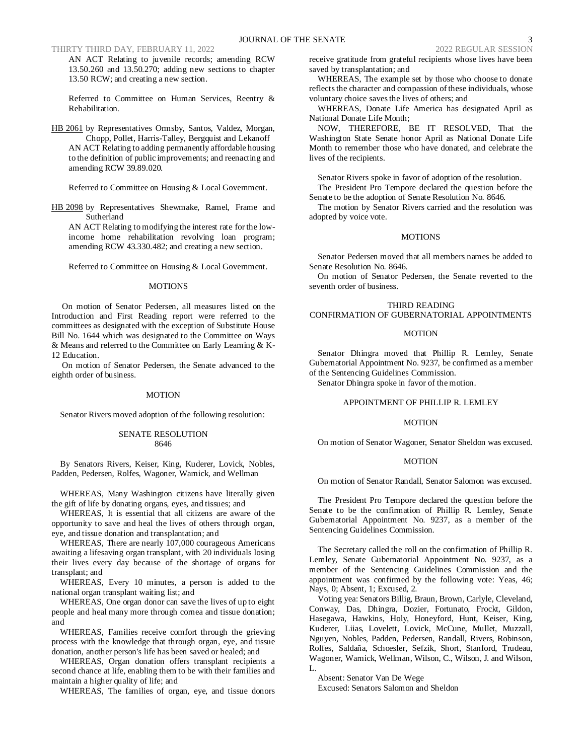AN ACT Relating to juvenile records; amending RCW 13.50.260 and 13.50.270; adding new sections to chapter 13.50 RCW; and creating a new section.

Referred to Committee on Human Services, Reentry & Rehabilitation.

HB 2061 by Representatives Ormsby, Santos, Valdez, Morgan, Chopp, Pollet, Harris-Talley, Bergquist and Lekanoff

AN ACT Relating to adding permanently affordable housing to the definition of public improvements; and reenacting and amending RCW 39.89.020.

Referred to Committee on Housing & Local Government.

HB 2098 by Representatives Shewmake, Ramel, Frame and Sutherland

AN ACT Relating to modifying the interest rate for the low-income home rehabilitation revolving loan program; amending RCW 43.330.482; and creating a new section.

Referred to Committee on Housing & Local Government.

MOTIONS

On motion of Senator Pedersen, all measures listed on the Introduction and First Reading report were referred to the committees as designated with the exception of Substitute House Bill No. 1644 which was designated to the Committee on Ways & Means and referred to the Committee on Early Learning & K-12 Education.

On motion of Senator Pedersen, the Senate advanced to the eighth order of business.

MOTION

Senator Rivers moved adoption of the following resolution:

SENATE RESOLUTION
8646

By Senators Rivers, Keiser, King, Kuderer, Lovick, Nobles, Padden, Pedersen, Rolfes, Wagoner, Warnick, and Wellman

WHEREAS, Many Washington citizens have literally given the gift of life by donating organs, eyes, and tissues; and

WHEREAS, It is essential that all citizens are aware of the opportunity to save and heal the lives of others through organ, eye, and tissue donation and transplantation; and

WHEREAS, There are nearly 107,000 courageous Americans awaiting a lifesaving organ transplant, with 20 individuals losing their lives every day because of the shortage of organs for transplant; and

WHEREAS, Every 10 minutes, a person is added to the national organ transplant waiting list; and

WHEREAS, One organ donor can save the lives of up to eight people and heal many more through cornea and tissue donation; and

WHEREAS, Families receive comfort through the grieving process with the knowledge that through organ, eye, and tissue donation, another person's life has been saved or healed; and

WHEREAS, Organ donation offers transplant recipients a second chance at life, enabling them to be with their families and maintain a higher quality of life; and

WHEREAS, The families of organ, eye, and tissue donors receive gratitude from grateful recipients whose lives have been saved by transplantation; and

WHEREAS, The example set by those who choose to donate reflects the character and compassion of these individuals, whose voluntary choice saves the lives of others; and

WHEREAS, Donate Life America has designated April as National Donate Life Month;

NOW, THEREFORE, BE IT RESOLVED, That the Washington State Senate honor April as National Donate Life Month to remember those who have donated, and celebrate the lives of the recipients.

Senator Rivers spoke in favor of adoption of the resolution.

The President Pro Tempore declared the question before the Senate to be the adoption of Senate Resolution No. 8646.

The motion by Senator Rivers carried and the resolution was adopted by voice vote.

MOTIONS

Senator Pedersen moved that all members names be added to Senate Resolution No. 8646.

On motion of Senator Pedersen, the Senate reverted to the seventh order of business.

THIRD READING
CONFIRMATION OF GUBERNATORIAL APPOINTMENTS

MOTION

Senator Dhingra moved that Phillip R. Lemley, Senate Gubernatorial Appointment No. 9237, be confirmed as a member of the Sentencing Guidelines Commission.

Senator Dhingra spoke in favor of the motion.

APPOINTMENT OF PHILLIP R. LEMLEY

MOTION

On motion of Senator Wagoner, Senator Sheldon was excused.

MOTION

On motion of Senator Randall, Senator Salomon was excused.

The President Pro Tempore declared the question before the Senate to be the confirmation of Phillip R. Lemley, Senate Gubernatorial Appointment No. 9237, as a member of the Sentencing Guidelines Commission.

The Secretary called the roll on the confirmation of Phillip R. Lemley, Senate Gubernatorial Appointment No. 9237, as a member of the Sentencing Guidelines Commission and the appointment was confirmed by the following vote: Yeas, 46; Nays, 0; Absent, 1; Excused, 2.

Voting yea: Senators Billig, Braun, Brown, Carlyle, Cleveland, Conway, Das, Dhingra, Dozier, Fortunato, Frockt, Gildon, Hasegawa, Hawkins, Holy, Honeyford, Hunt, Keiser, King, Kuderer, Liias, Lovelett, Lovick, McCune, Mullet, Muzzall, Nguyen, Nobles, Padden, Pedersen, Randall, Rivers, Robinson, Rolfes, Saldaña, Schoesler, Sefzik, Short, Stanford, Trudeau, Wagoner, Warnick, Wellman, Wilson, C., Wilson, J. and Wilson, L.

Absent: Senator Van De Wege

Excused: Senators Salomon and Sheldon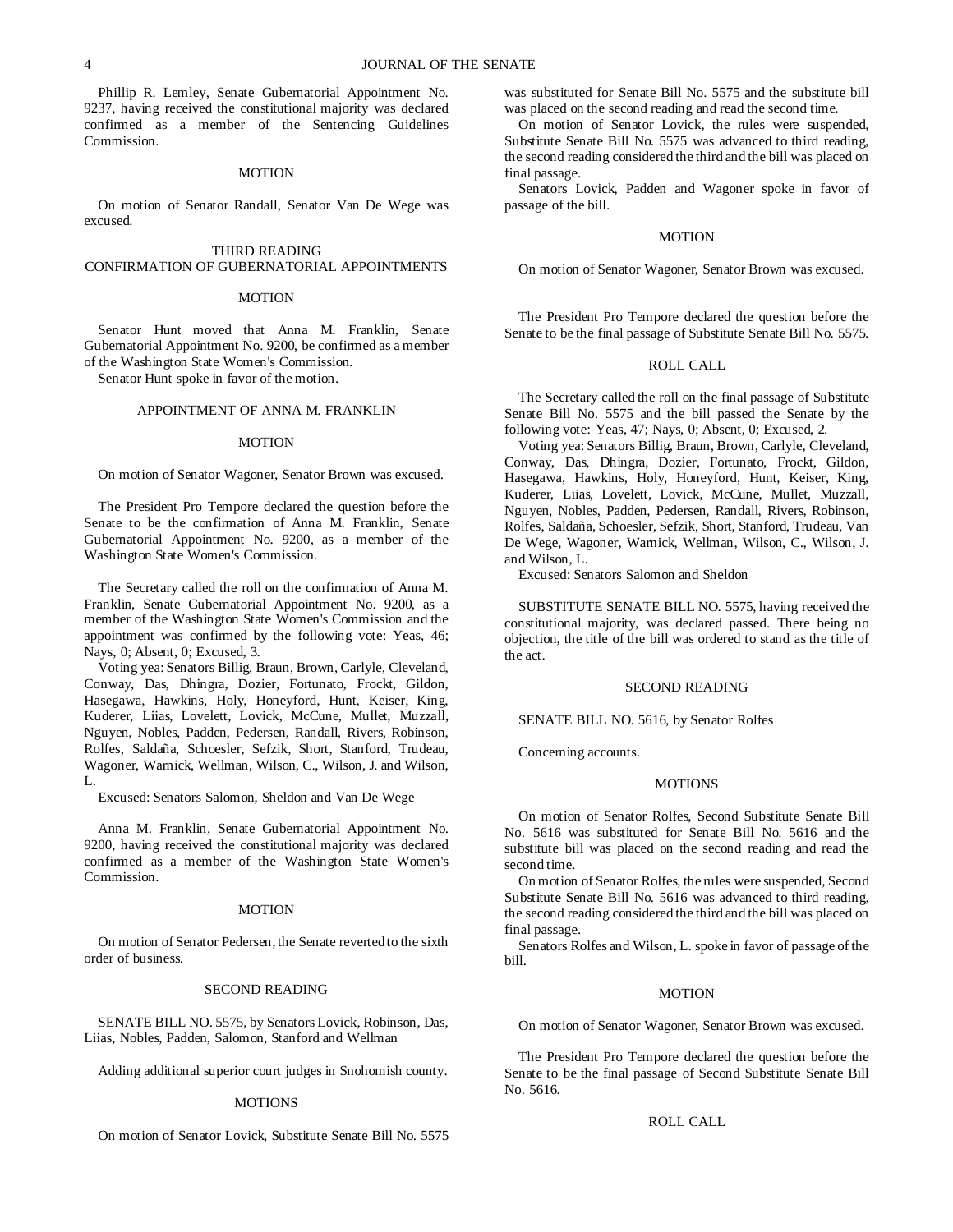Phillip R. Lemley, Senate Gubernatorial Appointment No. 9237, having received the constitutional majority was declared confirmed as a member of the Sentencing Guidelines Commission.

MOTION

On motion of Senator Randall, Senator Van De Wege was excused.

THIRD READING
CONFIRMATION OF GUBERNATORIAL APPOINTMENTS

MOTION

Senator Hunt moved that Anna M. Franklin, Senate Gubernatorial Appointment No. 9200, be confirmed as a member of the Washington State Women's Commission.

Senator Hunt spoke in favor of the motion.

APPOINTMENT OF ANNA M. FRANKLIN

MOTION

On motion of Senator Wagoner, Senator Brown was excused.

The President Pro Tempore declared the question before the Senate to be the confirmation of Anna M. Franklin, Senate Gubernatorial Appointment No. 9200, as a member of the Washington State Women's Commission.

The Secretary called the roll on the confirmation of Anna M. Franklin, Senate Gubernatorial Appointment No. 9200, as a member of the Washington State Women's Commission and the appointment was confirmed by the following vote: Yeas, 46; Nays, 0; Absent, 0; Excused, 3.

Voting yea: Senators Billig, Braun, Brown, Carlyle, Cleveland, Conway, Das, Dhingra, Dozier, Fortunato, Frockt, Gildon, Hasegawa, Hawkins, Holy, Honeyford, Hunt, Keiser, King, Kuderer, Liias, Lovelett, Lovick, McCune, Mullet, Muzzall, Nguyen, Nobles, Padden, Pedersen, Randall, Rivers, Robinson, Rolfes, Saldaña, Schoesler, Sefzik, Short, Stanford, Trudeau, Wagoner, Warnick, Wellman, Wilson, C., Wilson, J. and Wilson, L.

Excused: Senators Salomon, Sheldon and Van De Wege

Anna M. Franklin, Senate Gubernatorial Appointment No. 9200, having received the constitutional majority was declared confirmed as a member of the Washington State Women's Commission.

MOTION

On motion of Senator Pedersen, the Senate reverted to the sixth order of business.

SECOND READING

SENATE BILL NO. 5575, by Senators Lovick, Robinson, Das, Liias, Nobles, Padden, Salomon, Stanford and Wellman

Adding additional superior court judges in Snohomish county.

MOTIONS

On motion of Senator Lovick, Substitute Senate Bill No. 5575 was substituted for Senate Bill No. 5575 and the substitute bill was placed on the second reading and read the second time.

On motion of Senator Lovick, the rules were suspended, Substitute Senate Bill No. 5575 was advanced to third reading, the second reading considered the third and the bill was placed on final passage.

Senators Lovick, Padden and Wagoner spoke in favor of passage of the bill.

MOTION

On motion of Senator Wagoner, Senator Brown was excused.

The President Pro Tempore declared the question before the Senate to be the final passage of Substitute Senate Bill No. 5575.

ROLL CALL

The Secretary called the roll on the final passage of Substitute Senate Bill No. 5575 and the bill passed the Senate by the following vote: Yeas, 47; Nays, 0; Absent, 0; Excused, 2.

Voting yea: Senators Billig, Braun, Brown, Carlyle, Cleveland, Conway, Das, Dhingra, Dozier, Fortunato, Frockt, Gildon, Hasegawa, Hawkins, Holy, Honeyford, Hunt, Keiser, King, Kuderer, Liias, Lovelett, Lovick, McCune, Mullet, Muzzall, Nguyen, Nobles, Padden, Pedersen, Randall, Rivers, Robinson, Rolfes, Saldaña, Schoesler, Sefzik, Short, Stanford, Trudeau, Van De Wege, Wagoner, Warnick, Wellman, Wilson, C., Wilson, J. and Wilson, L.

Excused: Senators Salomon and Sheldon

SUBSTITUTE SENATE BILL NO. 5575, having received the constitutional majority, was declared passed. There being no objection, the title of the bill was ordered to stand as the title of the act.

SECOND READING

SENATE BILL NO. 5616, by Senator Rolfes

Concerning accounts.

MOTIONS

On motion of Senator Rolfes, Second Substitute Senate Bill No. 5616 was substituted for Senate Bill No. 5616 and the substitute bill was placed on the second reading and read the second time.

On motion of Senator Rolfes, the rules were suspended, Second Substitute Senate Bill No. 5616 was advanced to third reading, the second reading considered the third and the bill was placed on final passage.

Senators Rolfes and Wilson, L. spoke in favor of passage of the bill.

MOTION

On motion of Senator Wagoner, Senator Brown was excused.

The President Pro Tempore declared the question before the Senate to be the final passage of Second Substitute Senate Bill No. 5616.

ROLL CALL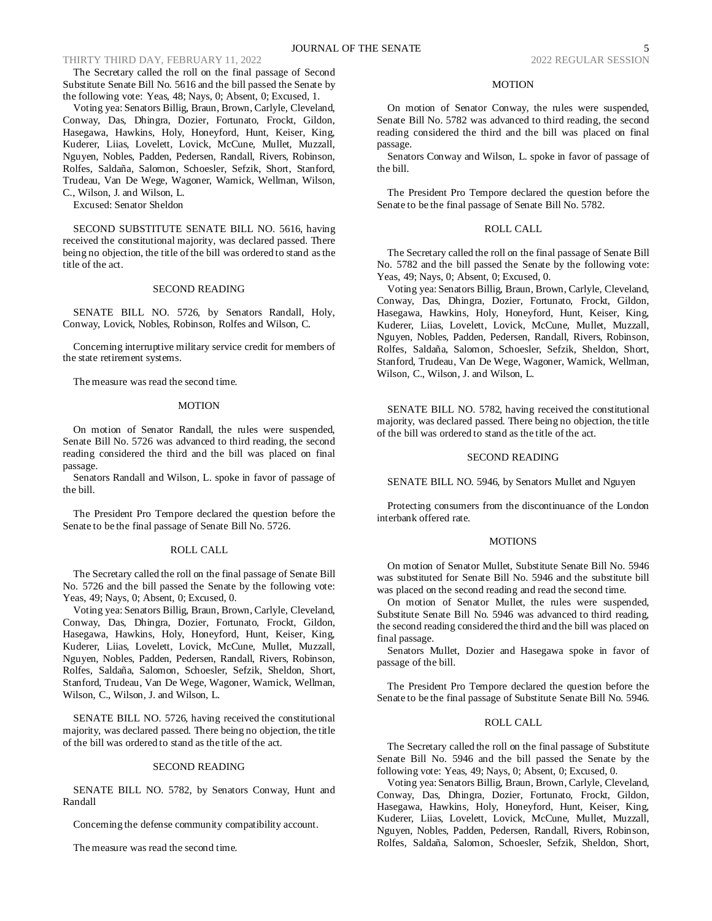The Secretary called the roll on the final passage of Second Substitute Senate Bill No. 5616 and the bill passed the Senate by the following vote: Yeas, 48; Nays, 0; Absent, 0; Excused, 1.

Voting yea: Senators Billig, Braun, Brown, Carlyle, Cleveland, Conway, Das, Dhingra, Dozier, Fortunato, Frockt, Gildon, Hasegawa, Hawkins, Holy, Honeyford, Hunt, Keiser, King, Kuderer, Liias, Lovelett, Lovick, McCune, Mullet, Muzzall, Nguyen, Nobles, Padden, Pedersen, Randall, Rivers, Robinson, Rolfes, Saldaña, Salomon, Schoesler, Sefzik, Short, Stanford, Trudeau, Van De Wege, Wagoner, Warnick, Wellman, Wilson, C., Wilson, J. and Wilson, L.

Excused: Senator Sheldon

SECOND SUBSTITUTE SENATE BILL NO. 5616, having received the constitutional majority, was declared passed. There being no objection, the title of the bill was ordered to stand as the title of the act.

SECOND READING

SENATE BILL NO. 5726, by Senators Randall, Holy, Conway, Lovick, Nobles, Robinson, Rolfes and Wilson, C.

Concerning interruptive military service credit for members of the state retirement systems.

The measure was read the second time.

MOTION

On motion of Senator Randall, the rules were suspended, Senate Bill No. 5726 was advanced to third reading, the second reading considered the third and the bill was placed on final passage.

Senators Randall and Wilson, L. spoke in favor of passage of the bill.

The President Pro Tempore declared the question before the Senate to be the final passage of Senate Bill No. 5726.

ROLL CALL

The Secretary called the roll on the final passage of Senate Bill No. 5726 and the bill passed the Senate by the following vote: Yeas, 49; Nays, 0; Absent, 0; Excused, 0.

Voting yea: Senators Billig, Braun, Brown, Carlyle, Cleveland, Conway, Das, Dhingra, Dozier, Fortunato, Frockt, Gildon, Hasegawa, Hawkins, Holy, Honeyford, Hunt, Keiser, King, Kuderer, Liias, Lovelett, Lovick, McCune, Mullet, Muzzall, Nguyen, Nobles, Padden, Pedersen, Randall, Rivers, Robinson, Rolfes, Saldaña, Salomon, Schoesler, Sefzik, Sheldon, Short, Stanford, Trudeau, Van De Wege, Wagoner, Warnick, Wellman, Wilson, C., Wilson, J. and Wilson, L.

SENATE BILL NO. 5726, having received the constitutional majority, was declared passed. There being no objection, the title of the bill was ordered to stand as the title of the act.

SECOND READING

SENATE BILL NO. 5782, by Senators Conway, Hunt and Randall

Concerning the defense community compatibility account.

The measure was read the second time.

MOTION

On motion of Senator Conway, the rules were suspended, Senate Bill No. 5782 was advanced to third reading, the second reading considered the third and the bill was placed on final passage.

Senators Conway and Wilson, L. spoke in favor of passage of the bill.

The President Pro Tempore declared the question before the Senate to be the final passage of Senate Bill No. 5782.

ROLL CALL

The Secretary called the roll on the final passage of Senate Bill No. 5782 and the bill passed the Senate by the following vote: Yeas, 49; Nays, 0; Absent, 0; Excused, 0.

Voting yea: Senators Billig, Braun, Brown, Carlyle, Cleveland, Conway, Das, Dhingra, Dozier, Fortunato, Frockt, Gildon, Hasegawa, Hawkins, Holy, Honeyford, Hunt, Keiser, King, Kuderer, Liias, Lovelett, Lovick, McCune, Mullet, Muzzall, Nguyen, Nobles, Padden, Pedersen, Randall, Rivers, Robinson, Rolfes, Saldaña, Salomon, Schoesler, Sefzik, Sheldon, Short, Stanford, Trudeau, Van De Wege, Wagoner, Warnick, Wellman, Wilson, C., Wilson, J. and Wilson, L.

SENATE BILL NO. 5782, having received the constitutional majority, was declared passed. There being no objection, the title of the bill was ordered to stand as the title of the act.

SECOND READING

SENATE BILL NO. 5946, by Senators Mullet and Nguyen

Protecting consumers from the discontinuance of the London interbank offered rate.

MOTIONS

On motion of Senator Mullet, Substitute Senate Bill No. 5946 was substituted for Senate Bill No. 5946 and the substitute bill was placed on the second reading and read the second time.

On motion of Senator Mullet, the rules were suspended, Substitute Senate Bill No. 5946 was advanced to third reading, the second reading considered the third and the bill was placed on final passage.

Senators Mullet, Dozier and Hasegawa spoke in favor of passage of the bill.

The President Pro Tempore declared the question before the Senate to be the final passage of Substitute Senate Bill No. 5946.

ROLL CALL

The Secretary called the roll on the final passage of Substitute Senate Bill No. 5946 and the bill passed the Senate by the following vote: Yeas, 49; Nays, 0; Absent, 0; Excused, 0.

Voting yea: Senators Billig, Braun, Brown, Carlyle, Cleveland, Conway, Das, Dhingra, Dozier, Fortunato, Frockt, Gildon, Hasegawa, Hawkins, Holy, Honeyford, Hunt, Keiser, King, Kuderer, Liias, Lovelett, Lovick, McCune, Mullet, Muzzall, Nguyen, Nobles, Padden, Pedersen, Randall, Rivers, Robinson, Rolfes, Saldaña, Salomon, Schoesler, Sefzik, Sheldon, Short,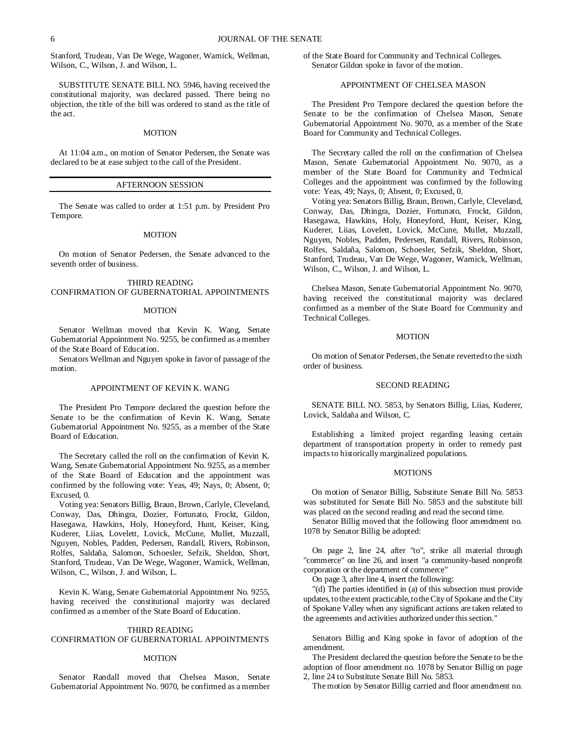Stanford, Trudeau, Van De Wege, Wagoner, Warnick, Wellman, Wilson, C., Wilson, J. and Wilson, L.

SUBSTITUTE SENATE BILL NO. 5946, having received the constitutional majority, was declared passed. There being no objection, the title of the bill was ordered to stand as the title of the act.

MOTION

At 11:04 a.m., on motion of Senator Pedersen, the Senate was declared to be at ease subject to the call of the President.

---

AFTERNOON SESSION

---

The Senate was called to order at 1:51 p.m. by President Pro Tempore.

MOTION

On motion of Senator Pedersen, the Senate advanced to the seventh order of business.

THIRD READING
CONFIRMATION OF GUBERNATORIAL APPOINTMENTS

MOTION

Senator Wellman moved that Kevin K. Wang, Senate Gubernatorial Appointment No. 9255, be confirmed as a member of the State Board of Education.

Senators Wellman and Nguyen spoke in favor of passage of the motion.

APPOINTMENT OF KEVIN K. WANG

The President Pro Tempore declared the question before the Senate to be the confirmation of Kevin K. Wang, Senate Gubernatorial Appointment No. 9255, as a member of the State Board of Education.

The Secretary called the roll on the confirmation of Kevin K. Wang, Senate Gubernatorial Appointment No. 9255, as a member of the State Board of Education and the appointment was confirmed by the following vote: Yeas, 49; Nays, 0; Absent, 0; Excused, 0.

Voting yea: Senators Billig, Braun, Brown, Carlyle, Cleveland, Conway, Das, Dhingra, Dozier, Fortunato, Frockt, Gildon, Hasegawa, Hawkins, Holy, Honeyford, Hunt, Keiser, King, Kuderer, Liias, Lovelett, Lovick, McCune, Mullet, Muzzall, Nguyen, Nobles, Padden, Pedersen, Randall, Rivers, Robinson, Rolfes, Saldaña, Salomon, Schoesler, Sefzik, Sheldon, Short, Stanford, Trudeau, Van De Wege, Wagoner, Warnick, Wellman, Wilson, C., Wilson, J. and Wilson, L.

Kevin K. Wang, Senate Gubernatorial Appointment No. 9255, having received the constitutional majority was declared confirmed as a member of the State Board of Education.

THIRD READING
CONFIRMATION OF GUBERNATORIAL APPOINTMENTS

MOTION

Senator Randall moved that Chelsea Mason, Senate Gubernatorial Appointment No. 9070, be confirmed as a member of the State Board for Community and Technical Colleges.

Senator Gildon spoke in favor of the motion.

APPOINTMENT OF CHELSEA MASON

The President Pro Tempore declared the question before the Senate to be the confirmation of Chelsea Mason, Senate Gubernatorial Appointment No. 9070, as a member of the State Board for Community and Technical Colleges.

The Secretary called the roll on the confirmation of Chelsea Mason, Senate Gubernatorial Appointment No. 9070, as a member of the State Board for Community and Technical Colleges and the appointment was confirmed by the following vote: Yeas, 49; Nays, 0; Absent, 0; Excused, 0.

Voting yea: Senators Billig, Braun, Brown, Carlyle, Cleveland, Conway, Das, Dhingra, Dozier, Fortunato, Frockt, Gildon, Hasegawa, Hawkins, Holy, Honeyford, Hunt, Keiser, King, Kuderer, Liias, Lovelett, Lovick, McCune, Mullet, Muzzall, Nguyen, Nobles, Padden, Pedersen, Randall, Rivers, Robinson, Rolfes, Saldaña, Salomon, Schoesler, Sefzik, Sheldon, Short, Stanford, Trudeau, Van De Wege, Wagoner, Warnick, Wellman, Wilson, C., Wilson, J. and Wilson, L.

Chelsea Mason, Senate Gubernatorial Appointment No. 9070, having received the constitutional majority was declared confirmed as a member of the State Board for Community and Technical Colleges.

MOTION

On motion of Senator Pedersen, the Senate reverted to the sixth order of business.

SECOND READING

SENATE BILL NO. 5853, by Senators Billig, Liias, Kuderer, Lovick, Saldaña and Wilson, C.

Establishing a limited project regarding leasing certain department of transportation property in order to remedy past impacts to historically marginalized populations.

MOTIONS

On motion of Senator Billig, Substitute Senate Bill No. 5853 was substituted for Senate Bill No. 5853 and the substitute bill was placed on the second reading and read the second time.

Senator Billig moved that the following floor amendment no. 1078 by Senator Billig be adopted:

On page 2, line 24, after "to", strike all material through "commerce" on line 26, and insert "a community-based nonprofit corporation or the department of commerce"

On page 3, after line 4, insert the following:

"(d) The parties identified in (a) of this subsection must provide updates, to the extent practicable, to the City of Spokane and the City of Spokane Valley when any significant actions are taken related to the agreements and activities authorized under this section."

Senators Billig and King spoke in favor of adoption of the amendment.

The President declared the question before the Senate to be the adoption of floor amendment no. 1078 by Senator Billig on page 2, line 24 to Substitute Senate Bill No. 5853.

The motion by Senator Billig carried and floor amendment no.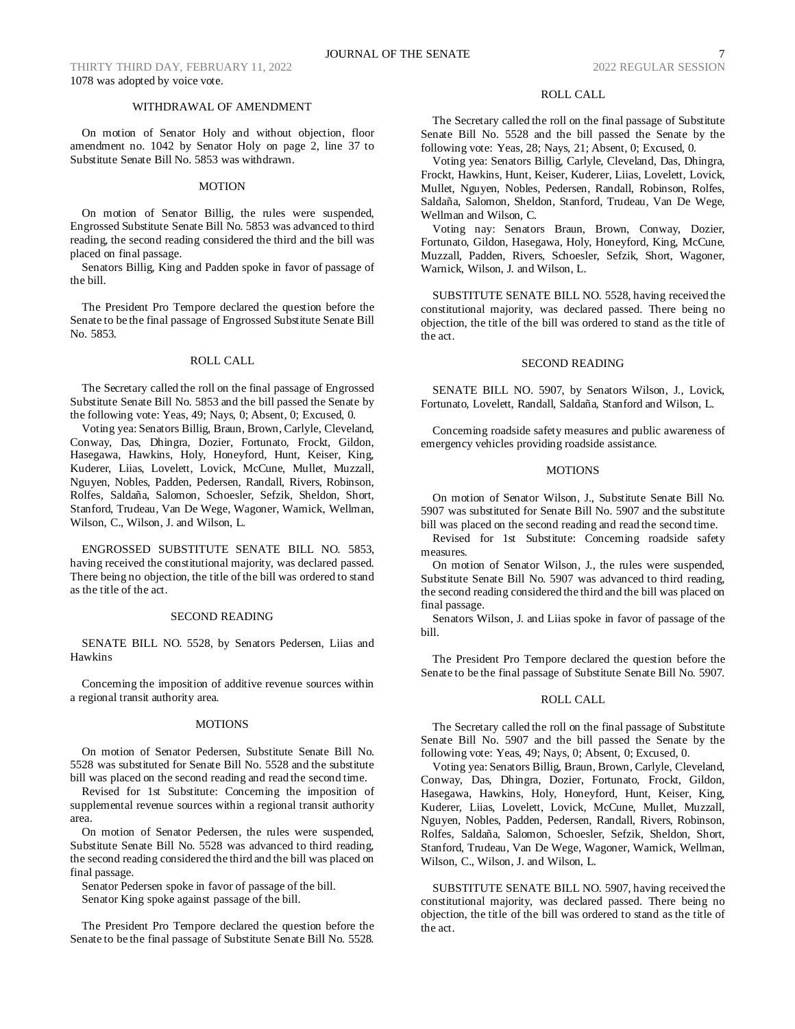1078 was adopted by voice vote.

### WITHDRAWAL OF AMENDMENT

On motion of Senator Holy and without objection, floor amendment no. 1042 by Senator Holy on page 2, line 37 to Substitute Senate Bill No. 5853 was withdrawn.

### MOTION

On motion of Senator Billig, the rules were suspended, Engrossed Substitute Senate Bill No. 5853 was advanced to third reading, the second reading considered the third and the bill was placed on final passage.

Senators Billig, King and Padden spoke in favor of passage of the bill.

The President Pro Tempore declared the question before the Senate to be the final passage of Engrossed Substitute Senate Bill No. 5853.

### ROLL CALL

The Secretary called the roll on the final passage of Engrossed Substitute Senate Bill No. 5853 and the bill passed the Senate by the following vote: Yeas, 49; Nays, 0; Absent, 0; Excused, 0.

Voting yea: Senators Billig, Braun, Brown, Carlyle, Cleveland, Conway, Das, Dhingra, Dozier, Fortunato, Frockt, Gildon, Hasegawa, Hawkins, Holy, Honeyford, Hunt, Keiser, King, Kuderer, Liias, Lovelett, Lovick, McCune, Mullet, Muzzall, Nguyen, Nobles, Padden, Pedersen, Randall, Rivers, Robinson, Rolfes, Saldaña, Salomon, Schoesler, Sefzik, Sheldon, Short, Stanford, Trudeau, Van De Wege, Wagoner, Warnick, Wellman, Wilson, C., Wilson, J. and Wilson, L.

ENGROSSED SUBSTITUTE SENATE BILL NO. 5853, having received the constitutional majority, was declared passed. There being no objection, the title of the bill was ordered to stand as the title of the act.

### SECOND READING

SENATE BILL NO. 5528, by Senators Pedersen, Liias and Hawkins

Concerning the imposition of additive revenue sources within a regional transit authority area.

### MOTIONS

On motion of Senator Pedersen, Substitute Senate Bill No. 5528 was substituted for Senate Bill No. 5528 and the substitute bill was placed on the second reading and read the second time.

Revised for 1st Substitute: Concerning the imposition of supplemental revenue sources within a regional transit authority area.

On motion of Senator Pedersen, the rules were suspended, Substitute Senate Bill No. 5528 was advanced to third reading, the second reading considered the third and the bill was placed on final passage.

Senator Pedersen spoke in favor of passage of the bill.

Senator King spoke against passage of the bill.

The President Pro Tempore declared the question before the Senate to be the final passage of Substitute Senate Bill No. 5528.

### ROLL CALL

The Secretary called the roll on the final passage of Substitute Senate Bill No. 5528 and the bill passed the Senate by the following vote: Yeas, 28; Nays, 21; Absent, 0; Excused, 0.

Voting yea: Senators Billig, Carlyle, Cleveland, Das, Dhingra, Frockt, Hawkins, Hunt, Keiser, Kuderer, Liias, Lovelett, Lovick, Mullet, Nguyen, Nobles, Pedersen, Randall, Robinson, Rolfes, Saldaña, Salomon, Sheldon, Stanford, Trudeau, Van De Wege, Wellman and Wilson, C.

Voting nay: Senators Braun, Brown, Conway, Dozier, Fortunato, Gildon, Hasegawa, Holy, Honeyford, King, McCune, Muzzall, Padden, Rivers, Schoesler, Sefzik, Short, Wagoner, Warnick, Wilson, J. and Wilson, L.

SUBSTITUTE SENATE BILL NO. 5528, having received the constitutional majority, was declared passed. There being no objection, the title of the bill was ordered to stand as the title of the act.

### SECOND READING

SENATE BILL NO. 5907, by Senators Wilson, J., Lovick, Fortunato, Lovelett, Randall, Saldaña, Stanford and Wilson, L.

Concerning roadside safety measures and public awareness of emergency vehicles providing roadside assistance.

### MOTIONS

On motion of Senator Wilson, J., Substitute Senate Bill No. 5907 was substituted for Senate Bill No. 5907 and the substitute bill was placed on the second reading and read the second time.

Revised for 1st Substitute: Concerning roadside safety measures.

On motion of Senator Wilson, J., the rules were suspended, Substitute Senate Bill No. 5907 was advanced to third reading, the second reading considered the third and the bill was placed on final passage.

Senators Wilson, J. and Liias spoke in favor of passage of the bill.

The President Pro Tempore declared the question before the Senate to be the final passage of Substitute Senate Bill No. 5907.

### ROLL CALL

The Secretary called the roll on the final passage of Substitute Senate Bill No. 5907 and the bill passed the Senate by the following vote: Yeas, 49; Nays, 0; Absent, 0; Excused, 0.

Voting yea: Senators Billig, Braun, Brown, Carlyle, Cleveland, Conway, Das, Dhingra, Dozier, Fortunato, Frockt, Gildon, Hasegawa, Hawkins, Holy, Honeyford, Hunt, Keiser, King, Kuderer, Liias, Lovelett, Lovick, McCune, Mullet, Muzzall, Nguyen, Nobles, Padden, Pedersen, Randall, Rivers, Robinson, Rolfes, Saldaña, Salomon, Schoesler, Sefzik, Sheldon, Short, Stanford, Trudeau, Van De Wege, Wagoner, Warnick, Wellman, Wilson, C., Wilson, J. and Wilson, L.

SUBSTITUTE SENATE BILL NO. 5907, having received the constitutional majority, was declared passed. There being no objection, the title of the bill was ordered to stand as the title of the act.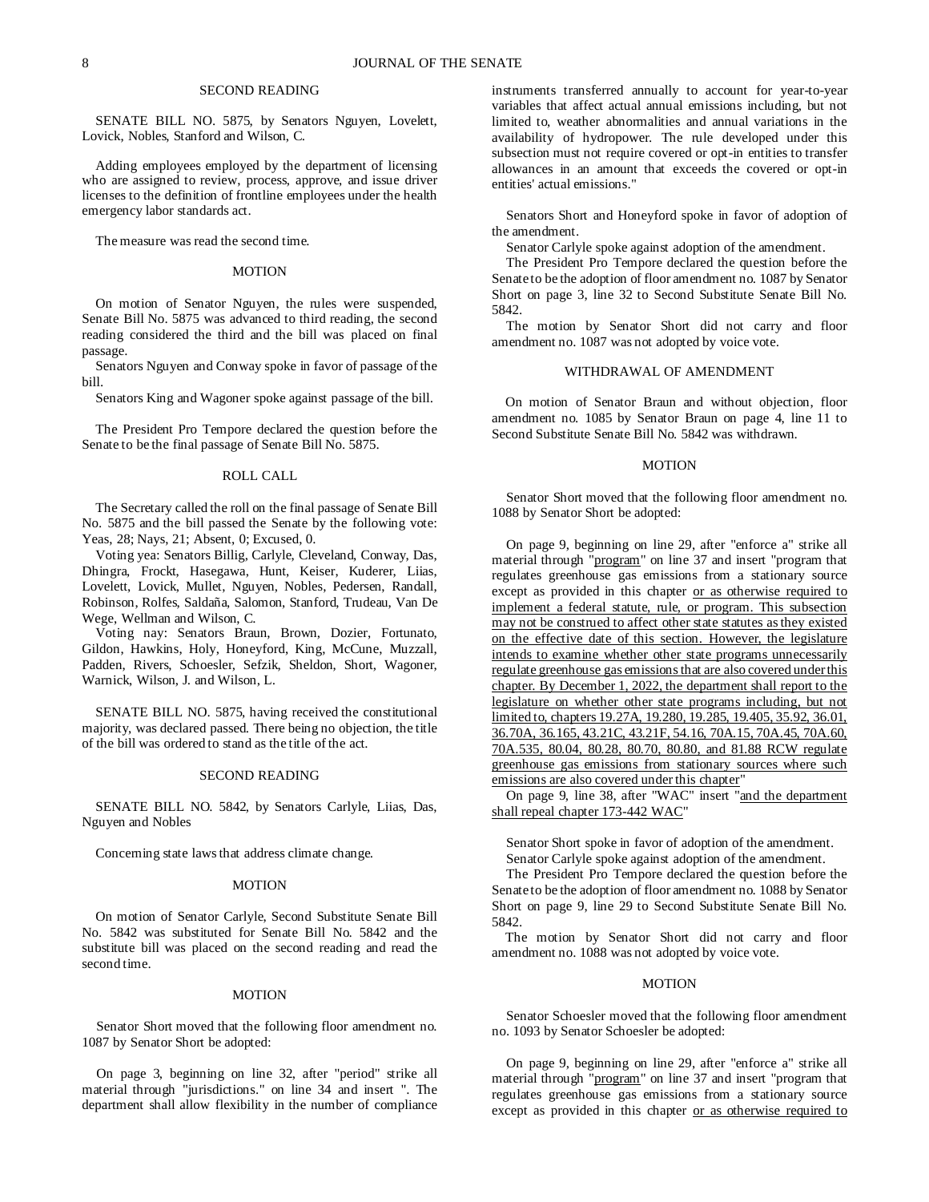### SECOND READING

SENATE BILL NO. 5875, by Senators Nguyen, Lovelett, Lovick, Nobles, Stanford and Wilson, C.

Adding employees employed by the department of licensing who are assigned to review, process, approve, and issue driver licenses to the definition of frontline employees under the health emergency labor standards act.

The measure was read the second time.

### MOTION

On motion of Senator Nguyen, the rules were suspended, Senate Bill No. 5875 was advanced to third reading, the second reading considered the third and the bill was placed on final passage.

Senators Nguyen and Conway spoke in favor of passage of the bill.

Senators King and Wagoner spoke against passage of the bill.

The President Pro Tempore declared the question before the Senate to be the final passage of Senate Bill No. 5875.

### ROLL CALL

The Secretary called the roll on the final passage of Senate Bill No. 5875 and the bill passed the Senate by the following vote: Yeas, 28; Nays, 21; Absent, 0; Excused, 0.

Voting yea: Senators Billig, Carlyle, Cleveland, Conway, Das, Dhingra, Frockt, Hasegawa, Hunt, Keiser, Kuderer, Liias, Lovelett, Lovick, Mullet, Nguyen, Nobles, Pedersen, Randall, Robinson, Rolfes, Saldaña, Salomon, Stanford, Trudeau, Van De Wege, Wellman and Wilson, C.

Voting nay: Senators Braun, Brown, Dozier, Fortunato, Gildon, Hawkins, Holy, Honeyford, King, McCune, Muzzall, Padden, Rivers, Schoesler, Sefzik, Sheldon, Short, Wagoner, Warnick, Wilson, J. and Wilson, L.

SENATE BILL NO. 5875, having received the constitutional majority, was declared passed. There being no objection, the title of the bill was ordered to stand as the title of the act.

### SECOND READING

SENATE BILL NO. 5842, by Senators Carlyle, Liias, Das, Nguyen and Nobles

Concerning state laws that address climate change.

### MOTION

On motion of Senator Carlyle, Second Substitute Senate Bill No. 5842 was substituted for Senate Bill No. 5842 and the substitute bill was placed on the second reading and read the second time.

### MOTION

Senator Short moved that the following floor amendment no. 1087 by Senator Short be adopted:

On page 3, beginning on line 32, after "period" strike all material through "jurisdictions." on line 34 and insert ". The department shall allow flexibility in the number of compliance instruments transferred annually to account for year-to-year variables that affect actual annual emissions including, but not limited to, weather abnormalities and annual variations in the availability of hydropower. The rule developed under this subsection must not require covered or opt-in entities to transfer allowances in an amount that exceeds the covered or opt-in entities' actual emissions."

Senators Short and Honeyford spoke in favor of adoption of the amendment.

Senator Carlyle spoke against adoption of the amendment.

The President Pro Tempore declared the question before the Senate to be the adoption of floor amendment no. 1087 by Senator Short on page 3, line 32 to Second Substitute Senate Bill No. 5842.

The motion by Senator Short did not carry and floor amendment no. 1087 was not adopted by voice vote.

### WITHDRAWAL OF AMENDMENT

On motion of Senator Braun and without objection, floor amendment no. 1085 by Senator Braun on page 4, line 11 to Second Substitute Senate Bill No. 5842 was withdrawn.

### MOTION

Senator Short moved that the following floor amendment no. 1088 by Senator Short be adopted:

On page 9, beginning on line 29, after "enforce a" strike all material through "<u>program</u>" on line 37 and insert "program that regulates greenhouse gas emissions from a stationary source except as provided in this chapter <u>or as otherwise required to implement a federal statute, rule, or program. This subsection may not be construed to affect other state statutes as they existed on the effective date of this section. However, the legislature intends to examine whether other state programs unnecessarily regulate greenhouse gas emissions that are also covered under this chapter. By December 1, 2022, the department shall report to the legislature on whether other state programs including, but not limited to, chapters 19.27A, 19.280, 19.285, 19.405, 35.92, 36.01, 36.70A, 36.165, 43.21C, 43.21F, 54.16, 70A.15, 70A.45, 70A.60, 70A.535, 80.04, 80.28, 80.70, 80.80, and 81.88 RCW regulate greenhouse gas emissions from stationary sources where such emissions are also covered under this chapter</u>"

On page 9, line 38, after "WAC" insert "<u>and the department shall repeal chapter 173-442 WAC</u>"

Senator Short spoke in favor of adoption of the amendment.

Senator Carlyle spoke against adoption of the amendment.

The President Pro Tempore declared the question before the Senate to be the adoption of floor amendment no. 1088 by Senator Short on page 9, line 29 to Second Substitute Senate Bill No. 5842.

The motion by Senator Short did not carry and floor amendment no. 1088 was not adopted by voice vote.

### MOTION

Senator Schoesler moved that the following floor amendment no. 1093 by Senator Schoesler be adopted:

On page 9, beginning on line 29, after "enforce a" strike all material through "<u>program</u>" on line 37 and insert "program that regulates greenhouse gas emissions from a stationary source except as provided in this chapter <u>or as otherwise required to</u>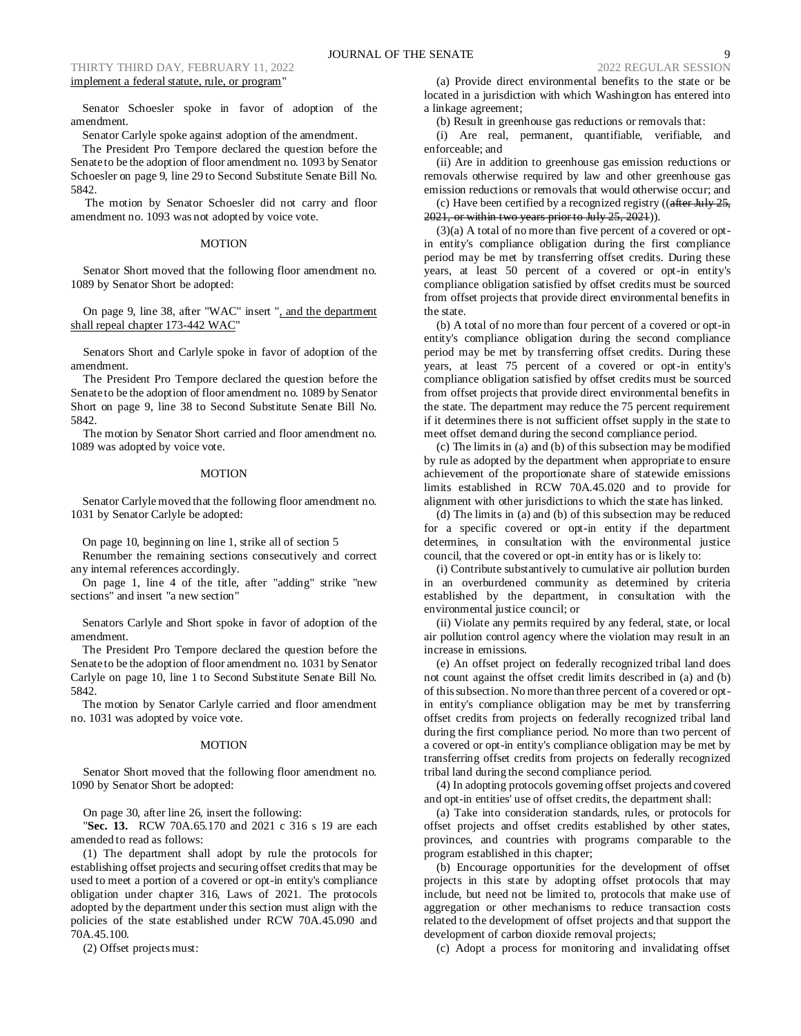implement a federal statute, rule, or program"

Senator Schoesler spoke in favor of adoption of the amendment.

Senator Carlyle spoke against adoption of the amendment.

The President Pro Tempore declared the question before the Senate to be the adoption of floor amendment no. 1093 by Senator Schoesler on page 9, line 29 to Second Substitute Senate Bill No. 5842.

The motion by Senator Schoesler did not carry and floor amendment no. 1093 was not adopted by voice vote.

MOTION

Senator Short moved that the following floor amendment no. 1089 by Senator Short be adopted:

On page 9, line 38, after "WAC" insert ", and the department shall repeal chapter 173-442 WAC"

Senators Short and Carlyle spoke in favor of adoption of the amendment.

The President Pro Tempore declared the question before the Senate to be the adoption of floor amendment no. 1089 by Senator Short on page 9, line 38 to Second Substitute Senate Bill No. 5842.

The motion by Senator Short carried and floor amendment no. 1089 was adopted by voice vote.

MOTION

Senator Carlyle moved that the following floor amendment no. 1031 by Senator Carlyle be adopted:

On page 10, beginning on line 1, strike all of section 5

Renumber the remaining sections consecutively and correct any internal references accordingly.

On page 1, line 4 of the title, after "adding" strike "new sections" and insert "a new section"

Senators Carlyle and Short spoke in favor of adoption of the amendment.

The President Pro Tempore declared the question before the Senate to be the adoption of floor amendment no. 1031 by Senator Carlyle on page 10, line 1 to Second Substitute Senate Bill No. 5842.

The motion by Senator Carlyle carried and floor amendment no. 1031 was adopted by voice vote.

MOTION

Senator Short moved that the following floor amendment no. 1090 by Senator Short be adopted:

On page 30, after line 26, insert the following:

"**Sec. 13.** RCW 70A.65.170 and 2021 c 316 s 19 are each amended to read as follows:

(1) The department shall adopt by rule the protocols for establishing offset projects and securing offset credits that may be used to meet a portion of a covered or opt-in entity's compliance obligation under chapter 316, Laws of 2021. The protocols adopted by the department under this section must align with the policies of the state established under RCW 70A.45.090 and 70A.45.100.

(2) Offset projects must:

(a) Provide direct environmental benefits to the state or be located in a jurisdiction with which Washington has entered into a linkage agreement;

(b) Result in greenhouse gas reductions or removals that:

(i) Are real, permanent, quantifiable, verifiable, and enforceable; and

(ii) Are in addition to greenhouse gas emission reductions or removals otherwise required by law and other greenhouse gas emission reductions or removals that would otherwise occur; and

(c) Have been certified by a recognized registry ((~~after July 25, 2021, or within two years prior to July 25, 2021~~)).

(3)(a) A total of no more than five percent of a covered or opt-in entity's compliance obligation during the first compliance period may be met by transferring offset credits. During these years, at least 50 percent of a covered or opt-in entity's compliance obligation satisfied by offset credits must be sourced from offset projects that provide direct environmental benefits in the state.

(b) A total of no more than four percent of a covered or opt-in entity's compliance obligation during the second compliance period may be met by transferring offset credits. During these years, at least 75 percent of a covered or opt-in entity's compliance obligation satisfied by offset credits must be sourced from offset projects that provide direct environmental benefits in the state. The department may reduce the 75 percent requirement if it determines there is not sufficient offset supply in the state to meet offset demand during the second compliance period.

(c) The limits in (a) and (b) of this subsection may be modified by rule as adopted by the department when appropriate to ensure achievement of the proportionate share of statewide emissions limits established in RCW 70A.45.020 and to provide for alignment with other jurisdictions to which the state has linked.

(d) The limits in (a) and (b) of this subsection may be reduced for a specific covered or opt-in entity if the department determines, in consultation with the environmental justice council, that the covered or opt-in entity has or is likely to:

(i) Contribute substantively to cumulative air pollution burden in an overburdened community as determined by criteria established by the department, in consultation with the environmental justice council; or

(ii) Violate any permits required by any federal, state, or local air pollution control agency where the violation may result in an increase in emissions.

(e) An offset project on federally recognized tribal land does not count against the offset credit limits described in (a) and (b) of this subsection. No more than three percent of a covered or opt-in entity's compliance obligation may be met by transferring offset credits from projects on federally recognized tribal land during the first compliance period. No more than two percent of a covered or opt-in entity's compliance obligation may be met by transferring offset credits from projects on federally recognized tribal land during the second compliance period.

(4) In adopting protocols governing offset projects and covered and opt-in entities' use of offset credits, the department shall:

(a) Take into consideration standards, rules, or protocols for offset projects and offset credits established by other states, provinces, and countries with programs comparable to the program established in this chapter;

(b) Encourage opportunities for the development of offset projects in this state by adopting offset protocols that may include, but need not be limited to, protocols that make use of aggregation or other mechanisms to reduce transaction costs related to the development of offset projects and that support the development of carbon dioxide removal projects;

(c) Adopt a process for monitoring and invalidating offset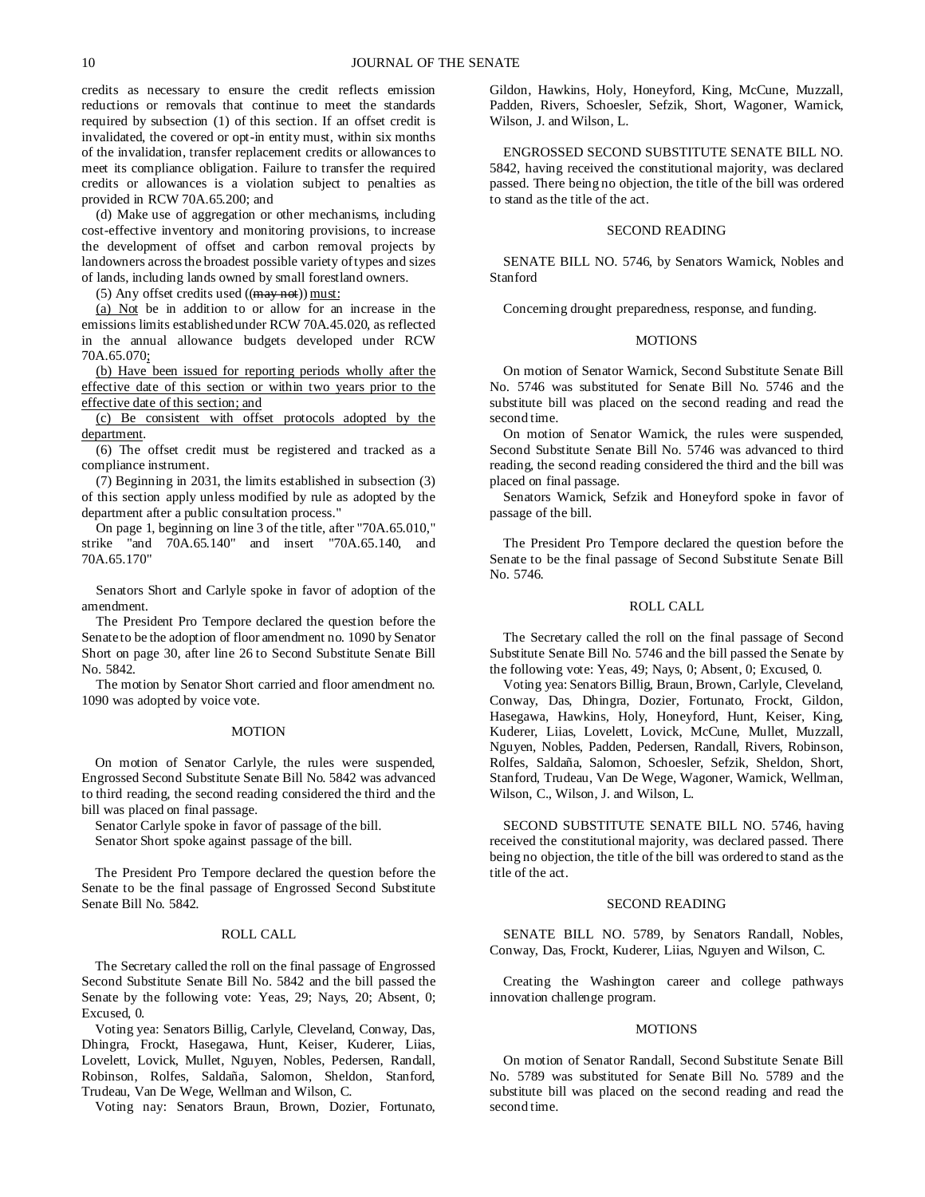credits as necessary to ensure the credit reflects emission reductions or removals that continue to meet the standards required by subsection (1) of this section. If an offset credit is invalidated, the covered or opt-in entity must, within six months of the invalidation, transfer replacement credits or allowances to meet its compliance obligation. Failure to transfer the required credits or allowances is a violation subject to penalties as provided in RCW 70A.65.200; and

(d) Make use of aggregation or other mechanisms, including cost-effective inventory and monitoring provisions, to increase the development of offset and carbon removal projects by landowners across the broadest possible variety of types and sizes of lands, including lands owned by small forestland owners.

(5) Any offset credits used ((~~may not~~)) must:

(a) Not be in addition to or allow for an increase in the emissions limits established under RCW 70A.45.020, as reflected in the annual allowance budgets developed under RCW 70A.65.070;

(b) Have been issued for reporting periods wholly after the effective date of this section or within two years prior to the effective date of this section; and

(c) Be consistent with offset protocols adopted by the department.

(6) The offset credit must be registered and tracked as a compliance instrument.

(7) Beginning in 2031, the limits established in subsection (3) of this section apply unless modified by rule as adopted by the department after a public consultation process."

On page 1, beginning on line 3 of the title, after "70A.65.010," strike "and 70A.65.140" and insert "70A.65.140, and 70A.65.170"

Senators Short and Carlyle spoke in favor of adoption of the amendment.

The President Pro Tempore declared the question before the Senate to be the adoption of floor amendment no. 1090 by Senator Short on page 30, after line 26 to Second Substitute Senate Bill No. 5842.

The motion by Senator Short carried and floor amendment no. 1090 was adopted by voice vote.

MOTION

On motion of Senator Carlyle, the rules were suspended, Engrossed Second Substitute Senate Bill No. 5842 was advanced to third reading, the second reading considered the third and the bill was placed on final passage.

Senator Carlyle spoke in favor of passage of the bill.

Senator Short spoke against passage of the bill.

The President Pro Tempore declared the question before the Senate to be the final passage of Engrossed Second Substitute Senate Bill No. 5842.

ROLL CALL

The Secretary called the roll on the final passage of Engrossed Second Substitute Senate Bill No. 5842 and the bill passed the Senate by the following vote: Yeas, 29; Nays, 20; Absent, 0; Excused, 0.

Voting yea: Senators Billig, Carlyle, Cleveland, Conway, Das, Dhingra, Frockt, Hasegawa, Hunt, Keiser, Kuderer, Liias, Lovelett, Lovick, Mullet, Nguyen, Nobles, Pedersen, Randall, Robinson, Rolfes, Saldaña, Salomon, Sheldon, Stanford, Trudeau, Van De Wege, Wellman and Wilson, C.

Voting nay: Senators Braun, Brown, Dozier, Fortunato, Gildon, Hawkins, Holy, Honeyford, King, McCune, Muzzall, Padden, Rivers, Schoesler, Sefzik, Short, Wagoner, Warnick, Wilson, J. and Wilson, L.

ENGROSSED SECOND SUBSTITUTE SENATE BILL NO. 5842, having received the constitutional majority, was declared passed. There being no objection, the title of the bill was ordered to stand as the title of the act.

SECOND READING

SENATE BILL NO. 5746, by Senators Warnick, Nobles and Stanford

Concerning drought preparedness, response, and funding.

MOTIONS

On motion of Senator Warnick, Second Substitute Senate Bill No. 5746 was substituted for Senate Bill No. 5746 and the substitute bill was placed on the second reading and read the second time.

On motion of Senator Warnick, the rules were suspended, Second Substitute Senate Bill No. 5746 was advanced to third reading, the second reading considered the third and the bill was placed on final passage.

Senators Warnick, Sefzik and Honeyford spoke in favor of passage of the bill.

The President Pro Tempore declared the question before the Senate to be the final passage of Second Substitute Senate Bill No. 5746.

ROLL CALL

The Secretary called the roll on the final passage of Second Substitute Senate Bill No. 5746 and the bill passed the Senate by the following vote: Yeas, 49; Nays, 0; Absent, 0; Excused, 0.

Voting yea: Senators Billig, Braun, Brown, Carlyle, Cleveland, Conway, Das, Dhingra, Dozier, Fortunato, Frockt, Gildon, Hasegawa, Hawkins, Holy, Honeyford, Hunt, Keiser, King, Kuderer, Liias, Lovelett, Lovick, McCune, Mullet, Muzzall, Nguyen, Nobles, Padden, Pedersen, Randall, Rivers, Robinson, Rolfes, Saldaña, Salomon, Schoesler, Sefzik, Sheldon, Short, Stanford, Trudeau, Van De Wege, Wagoner, Warnick, Wellman, Wilson, C., Wilson, J. and Wilson, L.

SECOND SUBSTITUTE SENATE BILL NO. 5746, having received the constitutional majority, was declared passed. There being no objection, the title of the bill was ordered to stand as the title of the act.

SECOND READING

SENATE BILL NO. 5789, by Senators Randall, Nobles, Conway, Das, Frockt, Kuderer, Liias, Nguyen and Wilson, C.

Creating the Washington career and college pathways innovation challenge program.

MOTIONS

On motion of Senator Randall, Second Substitute Senate Bill No. 5789 was substituted for Senate Bill No. 5789 and the substitute bill was placed on the second reading and read the second time.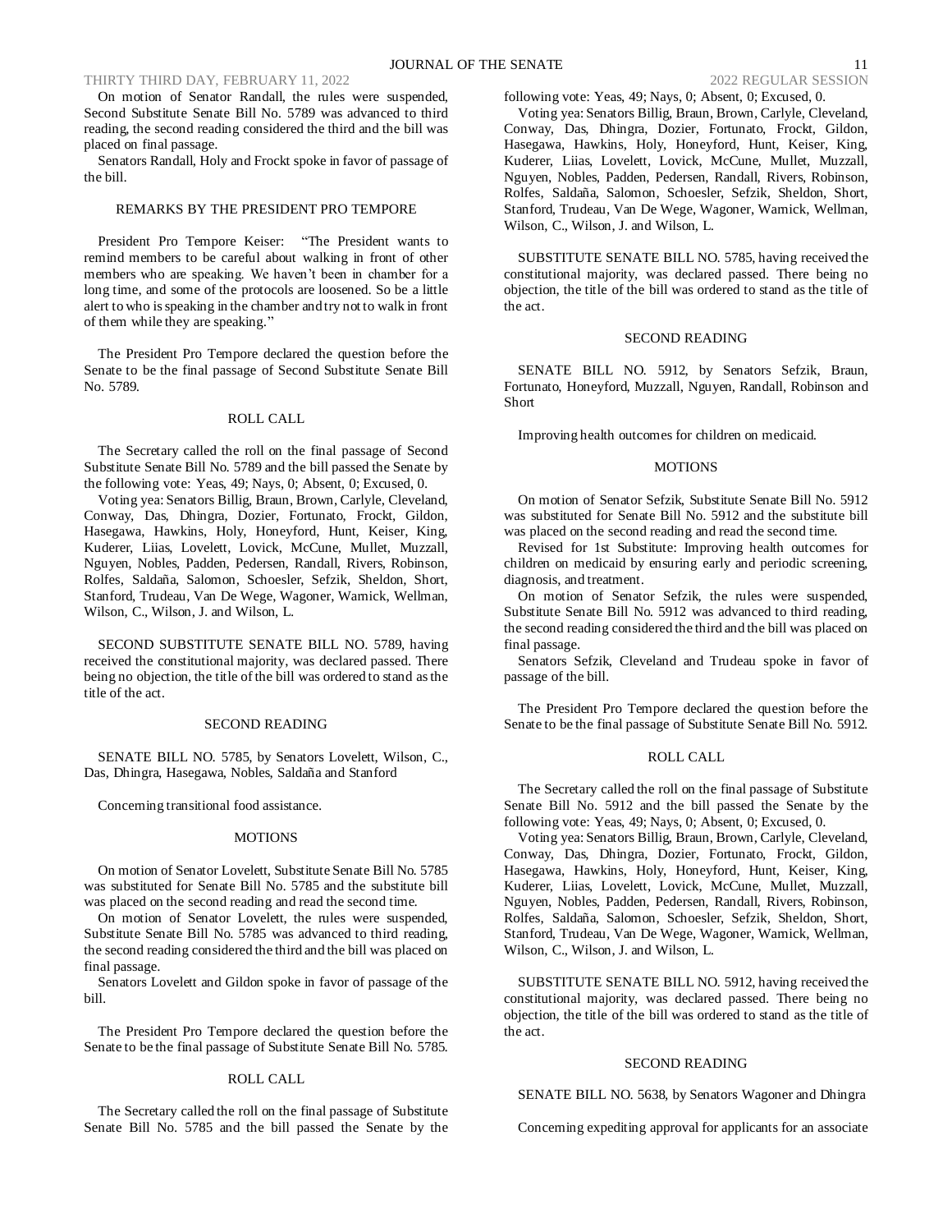On motion of Senator Randall, the rules were suspended, Second Substitute Senate Bill No. 5789 was advanced to third reading, the second reading considered the third and the bill was placed on final passage.

Senators Randall, Holy and Frockt spoke in favor of passage of the bill.

REMARKS BY THE PRESIDENT PRO TEMPORE

President Pro Tempore Keiser: "The President wants to remind members to be careful about walking in front of other members who are speaking. We haven't been in chamber for a long time, and some of the protocols are loosened. So be a little alert to who is speaking in the chamber and try not to walk in front of them while they are speaking."

The President Pro Tempore declared the question before the Senate to be the final passage of Second Substitute Senate Bill No. 5789.

ROLL CALL

The Secretary called the roll on the final passage of Second Substitute Senate Bill No. 5789 and the bill passed the Senate by the following vote: Yeas, 49; Nays, 0; Absent, 0; Excused, 0.

Voting yea: Senators Billig, Braun, Brown, Carlyle, Cleveland, Conway, Das, Dhingra, Dozier, Fortunato, Frockt, Gildon, Hasegawa, Hawkins, Holy, Honeyford, Hunt, Keiser, King, Kuderer, Liias, Lovelett, Lovick, McCune, Mullet, Muzzall, Nguyen, Nobles, Padden, Pedersen, Randall, Rivers, Robinson, Rolfes, Saldaña, Salomon, Schoesler, Sefzik, Sheldon, Short, Stanford, Trudeau, Van De Wege, Wagoner, Warnick, Wellman, Wilson, C., Wilson, J. and Wilson, L.

SECOND SUBSTITUTE SENATE BILL NO. 5789, having received the constitutional majority, was declared passed. There being no objection, the title of the bill was ordered to stand as the title of the act.

SECOND READING

SENATE BILL NO. 5785, by Senators Lovelett, Wilson, C., Das, Dhingra, Hasegawa, Nobles, Saldaña and Stanford

Concerning transitional food assistance.

MOTIONS

On motion of Senator Lovelett, Substitute Senate Bill No. 5785 was substituted for Senate Bill No. 5785 and the substitute bill was placed on the second reading and read the second time.

On motion of Senator Lovelett, the rules were suspended, Substitute Senate Bill No. 5785 was advanced to third reading, the second reading considered the third and the bill was placed on final passage.

Senators Lovelett and Gildon spoke in favor of passage of the bill.

The President Pro Tempore declared the question before the Senate to be the final passage of Substitute Senate Bill No. 5785.

ROLL CALL

The Secretary called the roll on the final passage of Substitute Senate Bill No. 5785 and the bill passed the Senate by the following vote: Yeas, 49; Nays, 0; Absent, 0; Excused, 0.

Voting yea: Senators Billig, Braun, Brown, Carlyle, Cleveland, Conway, Das, Dhingra, Dozier, Fortunato, Frockt, Gildon, Hasegawa, Hawkins, Holy, Honeyford, Hunt, Keiser, King, Kuderer, Liias, Lovelett, Lovick, McCune, Mullet, Muzzall, Nguyen, Nobles, Padden, Pedersen, Randall, Rivers, Robinson, Rolfes, Saldaña, Salomon, Schoesler, Sefzik, Sheldon, Short, Stanford, Trudeau, Van De Wege, Wagoner, Warnick, Wellman, Wilson, C., Wilson, J. and Wilson, L.

SUBSTITUTE SENATE BILL NO. 5785, having received the constitutional majority, was declared passed. There being no objection, the title of the bill was ordered to stand as the title of the act.

SECOND READING

SENATE BILL NO. 5912, by Senators Sefzik, Braun, Fortunato, Honeyford, Muzzall, Nguyen, Randall, Robinson and Short

Improving health outcomes for children on medicaid.

MOTIONS

On motion of Senator Sefzik, Substitute Senate Bill No. 5912 was substituted for Senate Bill No. 5912 and the substitute bill was placed on the second reading and read the second time.

Revised for 1st Substitute: Improving health outcomes for children on medicaid by ensuring early and periodic screening, diagnosis, and treatment.

On motion of Senator Sefzik, the rules were suspended, Substitute Senate Bill No. 5912 was advanced to third reading, the second reading considered the third and the bill was placed on final passage.

Senators Sefzik, Cleveland and Trudeau spoke in favor of passage of the bill.

The President Pro Tempore declared the question before the Senate to be the final passage of Substitute Senate Bill No. 5912.

ROLL CALL

The Secretary called the roll on the final passage of Substitute Senate Bill No. 5912 and the bill passed the Senate by the following vote: Yeas, 49; Nays, 0; Absent, 0; Excused, 0.

Voting yea: Senators Billig, Braun, Brown, Carlyle, Cleveland, Conway, Das, Dhingra, Dozier, Fortunato, Frockt, Gildon, Hasegawa, Hawkins, Holy, Honeyford, Hunt, Keiser, King, Kuderer, Liias, Lovelett, Lovick, McCune, Mullet, Muzzall, Nguyen, Nobles, Padden, Pedersen, Randall, Rivers, Robinson, Rolfes, Saldaña, Salomon, Schoesler, Sefzik, Sheldon, Short, Stanford, Trudeau, Van De Wege, Wagoner, Warnick, Wellman, Wilson, C., Wilson, J. and Wilson, L.

SUBSTITUTE SENATE BILL NO. 5912, having received the constitutional majority, was declared passed. There being no objection, the title of the bill was ordered to stand as the title of the act.

SECOND READING

SENATE BILL NO. 5638, by Senators Wagoner and Dhingra

Concerning expediting approval for applicants for an associate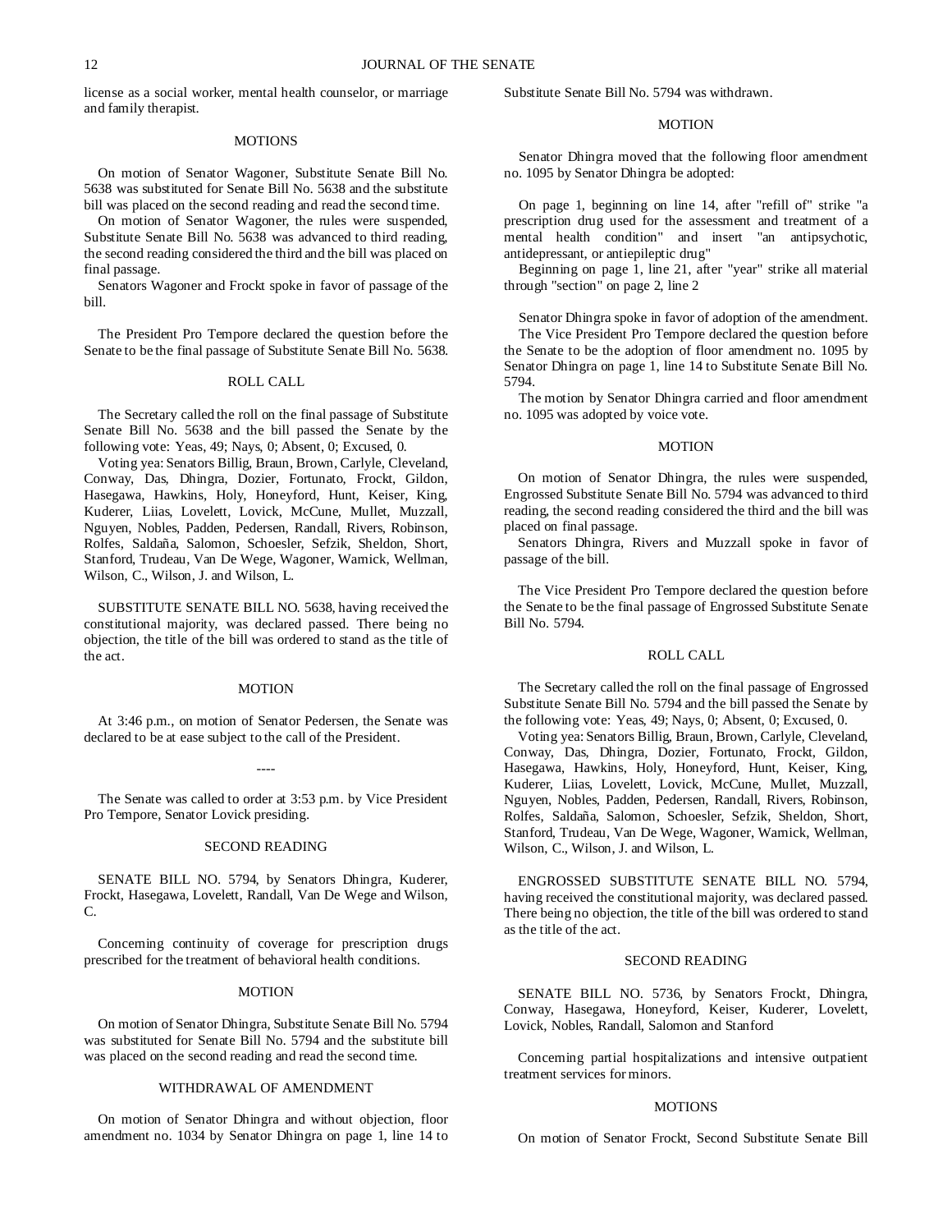license as a social worker, mental health counselor, or marriage and family therapist.

MOTIONS

On motion of Senator Wagoner, Substitute Senate Bill No. 5638 was substituted for Senate Bill No. 5638 and the substitute bill was placed on the second reading and read the second time.

On motion of Senator Wagoner, the rules were suspended, Substitute Senate Bill No. 5638 was advanced to third reading, the second reading considered the third and the bill was placed on final passage.

Senators Wagoner and Frockt spoke in favor of passage of the bill.

The President Pro Tempore declared the question before the Senate to be the final passage of Substitute Senate Bill No. 5638.

ROLL CALL

The Secretary called the roll on the final passage of Substitute Senate Bill No. 5638 and the bill passed the Senate by the following vote: Yeas, 49; Nays, 0; Absent, 0; Excused, 0.

Voting yea: Senators Billig, Braun, Brown, Carlyle, Cleveland, Conway, Das, Dhingra, Dozier, Fortunato, Frockt, Gildon, Hasegawa, Hawkins, Holy, Honeyford, Hunt, Keiser, King, Kuderer, Liias, Lovelett, Lovick, McCune, Mullet, Muzzall, Nguyen, Nobles, Padden, Pedersen, Randall, Rivers, Robinson, Rolfes, Saldaña, Salomon, Schoesler, Sefzik, Sheldon, Short, Stanford, Trudeau, Van De Wege, Wagoner, Warnick, Wellman, Wilson, C., Wilson, J. and Wilson, L.

SUBSTITUTE SENATE BILL NO. 5638, having received the constitutional majority, was declared passed. There being no objection, the title of the bill was ordered to stand as the title of the act.

MOTION

At 3:46 p.m., on motion of Senator Pedersen, the Senate was declared to be at ease subject to the call of the President.

----

The Senate was called to order at 3:53 p.m. by Vice President Pro Tempore, Senator Lovick presiding.

SECOND READING

SENATE BILL NO. 5794, by Senators Dhingra, Kuderer, Frockt, Hasegawa, Lovelett, Randall, Van De Wege and Wilson, C.

Concerning continuity of coverage for prescription drugs prescribed for the treatment of behavioral health conditions.

MOTION

On motion of Senator Dhingra, Substitute Senate Bill No. 5794 was substituted for Senate Bill No. 5794 and the substitute bill was placed on the second reading and read the second time.

WITHDRAWAL OF AMENDMENT

On motion of Senator Dhingra and without objection, floor amendment no. 1034 by Senator Dhingra on page 1, line 14 to Substitute Senate Bill No. 5794 was withdrawn.

MOTION

Senator Dhingra moved that the following floor amendment no. 1095 by Senator Dhingra be adopted:

On page 1, beginning on line 14, after "refill of" strike "a prescription drug used for the assessment and treatment of a mental health condition" and insert "an antipsychotic, antidepressant, or antiepileptic drug"

Beginning on page 1, line 21, after "year" strike all material through "section" on page 2, line 2

Senator Dhingra spoke in favor of adoption of the amendment.

The Vice President Pro Tempore declared the question before the Senate to be the adoption of floor amendment no. 1095 by Senator Dhingra on page 1, line 14 to Substitute Senate Bill No. 5794.

The motion by Senator Dhingra carried and floor amendment no. 1095 was adopted by voice vote.

MOTION

On motion of Senator Dhingra, the rules were suspended, Engrossed Substitute Senate Bill No. 5794 was advanced to third reading, the second reading considered the third and the bill was placed on final passage.

Senators Dhingra, Rivers and Muzzall spoke in favor of passage of the bill.

The Vice President Pro Tempore declared the question before the Senate to be the final passage of Engrossed Substitute Senate Bill No. 5794.

ROLL CALL

The Secretary called the roll on the final passage of Engrossed Substitute Senate Bill No. 5794 and the bill passed the Senate by the following vote: Yeas, 49; Nays, 0; Absent, 0; Excused, 0.

Voting yea: Senators Billig, Braun, Brown, Carlyle, Cleveland, Conway, Das, Dhingra, Dozier, Fortunato, Frockt, Gildon, Hasegawa, Hawkins, Holy, Honeyford, Hunt, Keiser, King, Kuderer, Liias, Lovelett, Lovick, McCune, Mullet, Muzzall, Nguyen, Nobles, Padden, Pedersen, Randall, Rivers, Robinson, Rolfes, Saldaña, Salomon, Schoesler, Sefzik, Sheldon, Short, Stanford, Trudeau, Van De Wege, Wagoner, Warnick, Wellman, Wilson, C., Wilson, J. and Wilson, L.

ENGROSSED SUBSTITUTE SENATE BILL NO. 5794, having received the constitutional majority, was declared passed. There being no objection, the title of the bill was ordered to stand as the title of the act.

SECOND READING

SENATE BILL NO. 5736, by Senators Frockt, Dhingra, Conway, Hasegawa, Honeyford, Keiser, Kuderer, Lovelett, Lovick, Nobles, Randall, Salomon and Stanford

Concerning partial hospitalizations and intensive outpatient treatment services for minors.

MOTIONS

On motion of Senator Frockt, Second Substitute Senate Bill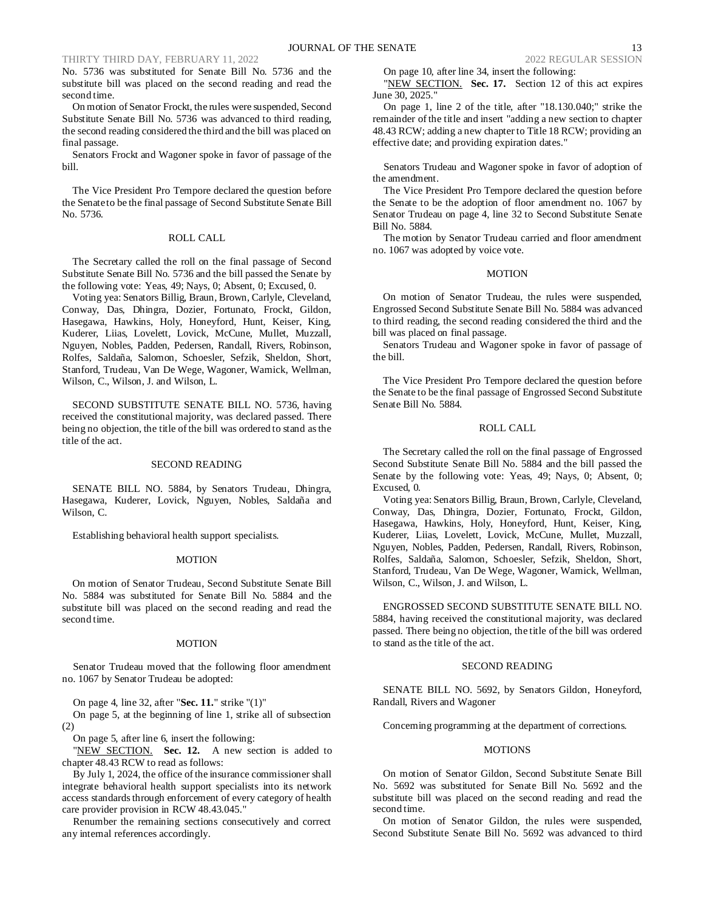No. 5736 was substituted for Senate Bill No. 5736 and the substitute bill was placed on the second reading and read the second time.

On motion of Senator Frockt, the rules were suspended, Second Substitute Senate Bill No. 5736 was advanced to third reading, the second reading considered the third and the bill was placed on final passage.

Senators Frockt and Wagoner spoke in favor of passage of the bill.

The Vice President Pro Tempore declared the question before the Senate to be the final passage of Second Substitute Senate Bill No. 5736.

ROLL CALL

The Secretary called the roll on the final passage of Second Substitute Senate Bill No. 5736 and the bill passed the Senate by the following vote: Yeas, 49; Nays, 0; Absent, 0; Excused, 0.

Voting yea: Senators Billig, Braun, Brown, Carlyle, Cleveland, Conway, Das, Dhingra, Dozier, Fortunato, Frockt, Gildon, Hasegawa, Hawkins, Holy, Honeyford, Hunt, Keiser, King, Kuderer, Liias, Lovelett, Lovick, McCune, Mullet, Muzzall, Nguyen, Nobles, Padden, Pedersen, Randall, Rivers, Robinson, Rolfes, Saldaña, Salomon, Schoesler, Sefzik, Sheldon, Short, Stanford, Trudeau, Van De Wege, Wagoner, Warnick, Wellman, Wilson, C., Wilson, J. and Wilson, L.

SECOND SUBSTITUTE SENATE BILL NO. 5736, having received the constitutional majority, was declared passed. There being no objection, the title of the bill was ordered to stand as the title of the act.

SECOND READING

SENATE BILL NO. 5884, by Senators Trudeau, Dhingra, Hasegawa, Kuderer, Lovick, Nguyen, Nobles, Saldaña and Wilson, C.

Establishing behavioral health support specialists.

MOTION

On motion of Senator Trudeau, Second Substitute Senate Bill No. 5884 was substituted for Senate Bill No. 5884 and the substitute bill was placed on the second reading and read the second time.

MOTION

Senator Trudeau moved that the following floor amendment no. 1067 by Senator Trudeau be adopted:

On page 4, line 32, after "**Sec. 11.**" strike "(1)"

On page 5, at the beginning of line 1, strike all of subsection (2)

On page 5, after line 6, insert the following:

"NEW SECTION. **Sec. 12.** A new section is added to chapter 48.43 RCW to read as follows:

By July 1, 2024, the office of the insurance commissioner shall integrate behavioral health support specialists into its network access standards through enforcement of every category of health care provider provision in RCW 48.43.045."

Renumber the remaining sections consecutively and correct any internal references accordingly.

On page 10, after line 34, insert the following:

"NEW SECTION. **Sec. 17.** Section 12 of this act expires June 30, 2025."

On page 1, line 2 of the title, after "18.130.040;" strike the remainder of the title and insert "adding a new section to chapter 48.43 RCW; adding a new chapter to Title 18 RCW; providing an effective date; and providing expiration dates."

Senators Trudeau and Wagoner spoke in favor of adoption of the amendment.

The Vice President Pro Tempore declared the question before the Senate to be the adoption of floor amendment no. 1067 by Senator Trudeau on page 4, line 32 to Second Substitute Senate Bill No. 5884.

The motion by Senator Trudeau carried and floor amendment no. 1067 was adopted by voice vote.

MOTION

On motion of Senator Trudeau, the rules were suspended, Engrossed Second Substitute Senate Bill No. 5884 was advanced to third reading, the second reading considered the third and the bill was placed on final passage.

Senators Trudeau and Wagoner spoke in favor of passage of the bill.

The Vice President Pro Tempore declared the question before the Senate to be the final passage of Engrossed Second Substitute Senate Bill No. 5884.

ROLL CALL

The Secretary called the roll on the final passage of Engrossed Second Substitute Senate Bill No. 5884 and the bill passed the Senate by the following vote: Yeas, 49; Nays, 0; Absent, 0; Excused, 0.

Voting yea: Senators Billig, Braun, Brown, Carlyle, Cleveland, Conway, Das, Dhingra, Dozier, Fortunato, Frockt, Gildon, Hasegawa, Hawkins, Holy, Honeyford, Hunt, Keiser, King, Kuderer, Liias, Lovelett, Lovick, McCune, Mullet, Muzzall, Nguyen, Nobles, Padden, Pedersen, Randall, Rivers, Robinson, Rolfes, Saldaña, Salomon, Schoesler, Sefzik, Sheldon, Short, Stanford, Trudeau, Van De Wege, Wagoner, Warnick, Wellman, Wilson, C., Wilson, J. and Wilson, L.

ENGROSSED SECOND SUBSTITUTE SENATE BILL NO. 5884, having received the constitutional majority, was declared passed. There being no objection, the title of the bill was ordered to stand as the title of the act.

SECOND READING

SENATE BILL NO. 5692, by Senators Gildon, Honeyford, Randall, Rivers and Wagoner

Concerning programming at the department of corrections.

MOTIONS

On motion of Senator Gildon, Second Substitute Senate Bill No. 5692 was substituted for Senate Bill No. 5692 and the substitute bill was placed on the second reading and read the second time.

On motion of Senator Gildon, the rules were suspended, Second Substitute Senate Bill No. 5692 was advanced to third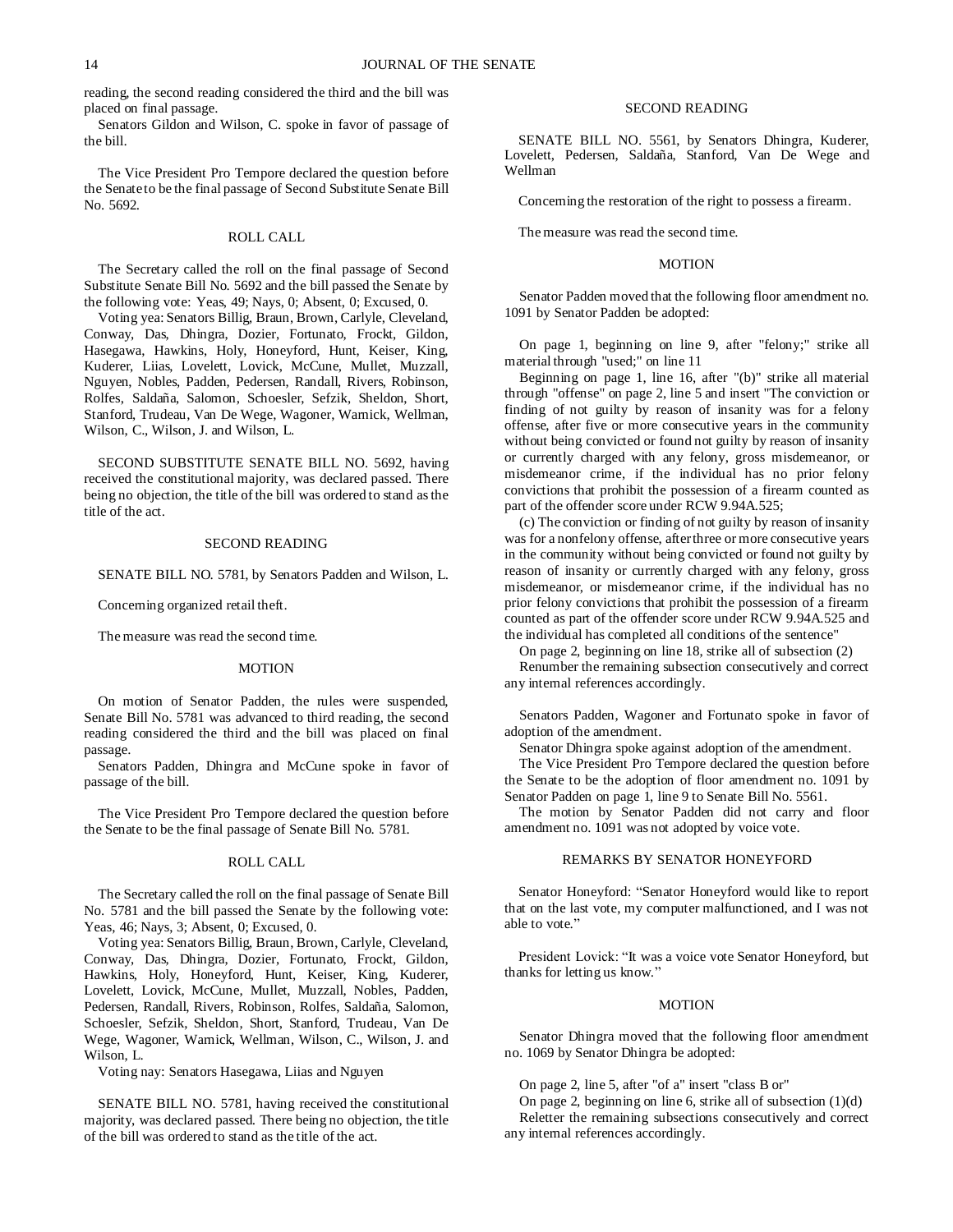reading, the second reading considered the third and the bill was placed on final passage.

Senators Gildon and Wilson, C. spoke in favor of passage of the bill.

The Vice President Pro Tempore declared the question before the Senate to be the final passage of Second Substitute Senate Bill No. 5692.

ROLL CALL

The Secretary called the roll on the final passage of Second Substitute Senate Bill No. 5692 and the bill passed the Senate by the following vote: Yeas, 49; Nays, 0; Absent, 0; Excused, 0.

Voting yea: Senators Billig, Braun, Brown, Carlyle, Cleveland, Conway, Das, Dhingra, Dozier, Fortunato, Frockt, Gildon, Hasegawa, Hawkins, Holy, Honeyford, Hunt, Keiser, King, Kuderer, Liias, Lovelett, Lovick, McCune, Mullet, Muzzall, Nguyen, Nobles, Padden, Pedersen, Randall, Rivers, Robinson, Rolfes, Saldaña, Salomon, Schoesler, Sefzik, Sheldon, Short, Stanford, Trudeau, Van De Wege, Wagoner, Warnick, Wellman, Wilson, C., Wilson, J. and Wilson, L.

SECOND SUBSTITUTE SENATE BILL NO. 5692, having received the constitutional majority, was declared passed. There being no objection, the title of the bill was ordered to stand as the title of the act.

SECOND READING

SENATE BILL NO. 5781, by Senators Padden and Wilson, L.

Concerning organized retail theft.

The measure was read the second time.

MOTION

On motion of Senator Padden, the rules were suspended, Senate Bill No. 5781 was advanced to third reading, the second reading considered the third and the bill was placed on final passage.

Senators Padden, Dhingra and McCune spoke in favor of passage of the bill.

The Vice President Pro Tempore declared the question before the Senate to be the final passage of Senate Bill No. 5781.

ROLL CALL

The Secretary called the roll on the final passage of Senate Bill No. 5781 and the bill passed the Senate by the following vote: Yeas, 46; Nays, 3; Absent, 0; Excused, 0.

Voting yea: Senators Billig, Braun, Brown, Carlyle, Cleveland, Conway, Das, Dhingra, Dozier, Fortunato, Frockt, Gildon, Hawkins, Holy, Honeyford, Hunt, Keiser, King, Kuderer, Lovelett, Lovick, McCune, Mullet, Muzzall, Nobles, Padden, Pedersen, Randall, Rivers, Robinson, Rolfes, Saldaña, Salomon, Schoesler, Sefzik, Sheldon, Short, Stanford, Trudeau, Van De Wege, Wagoner, Warnick, Wellman, Wilson, C., Wilson, J. and Wilson, L.

Voting nay: Senators Hasegawa, Liias and Nguyen

SENATE BILL NO. 5781, having received the constitutional majority, was declared passed. There being no objection, the title of the bill was ordered to stand as the title of the act.

SECOND READING

SENATE BILL NO. 5561, by Senators Dhingra, Kuderer, Lovelett, Pedersen, Saldaña, Stanford, Van De Wege and Wellman

Concerning the restoration of the right to possess a firearm.

The measure was read the second time.

MOTION

Senator Padden moved that the following floor amendment no. 1091 by Senator Padden be adopted:

On page 1, beginning on line 9, after "felony;" strike all material through "used;" on line 11

Beginning on page 1, line 16, after "(b)" strike all material through "offense" on page 2, line 5 and insert "The conviction or finding of not guilty by reason of insanity was for a felony offense, after five or more consecutive years in the community without being convicted or found not guilty by reason of insanity or currently charged with any felony, gross misdemeanor, or misdemeanor crime, if the individual has no prior felony convictions that prohibit the possession of a firearm counted as part of the offender score under RCW 9.94A.525;

(c) The conviction or finding of not guilty by reason of insanity was for a nonfelony offense, after three or more consecutive years in the community without being convicted or found not guilty by reason of insanity or currently charged with any felony, gross misdemeanor, or misdemeanor crime, if the individual has no prior felony convictions that prohibit the possession of a firearm counted as part of the offender score under RCW 9.94A.525 and the individual has completed all conditions of the sentence"

On page 2, beginning on line 18, strike all of subsection (2)

Renumber the remaining subsection consecutively and correct any internal references accordingly.

Senators Padden, Wagoner and Fortunato spoke in favor of adoption of the amendment.

Senator Dhingra spoke against adoption of the amendment.

The Vice President Pro Tempore declared the question before the Senate to be the adoption of floor amendment no. 1091 by Senator Padden on page 1, line 9 to Senate Bill No. 5561.

The motion by Senator Padden did not carry and floor amendment no. 1091 was not adopted by voice vote.

REMARKS BY SENATOR HONEYFORD

Senator Honeyford: "Senator Honeyford would like to report that on the last vote, my computer malfunctioned, and I was not able to vote."

President Lovick: "It was a voice vote Senator Honeyford, but thanks for letting us know."

MOTION

Senator Dhingra moved that the following floor amendment no. 1069 by Senator Dhingra be adopted:

On page 2, line 5, after "of a" insert "class B or"

On page 2, beginning on line 6, strike all of subsection (1)(d)

Reletter the remaining subsections consecutively and correct any internal references accordingly.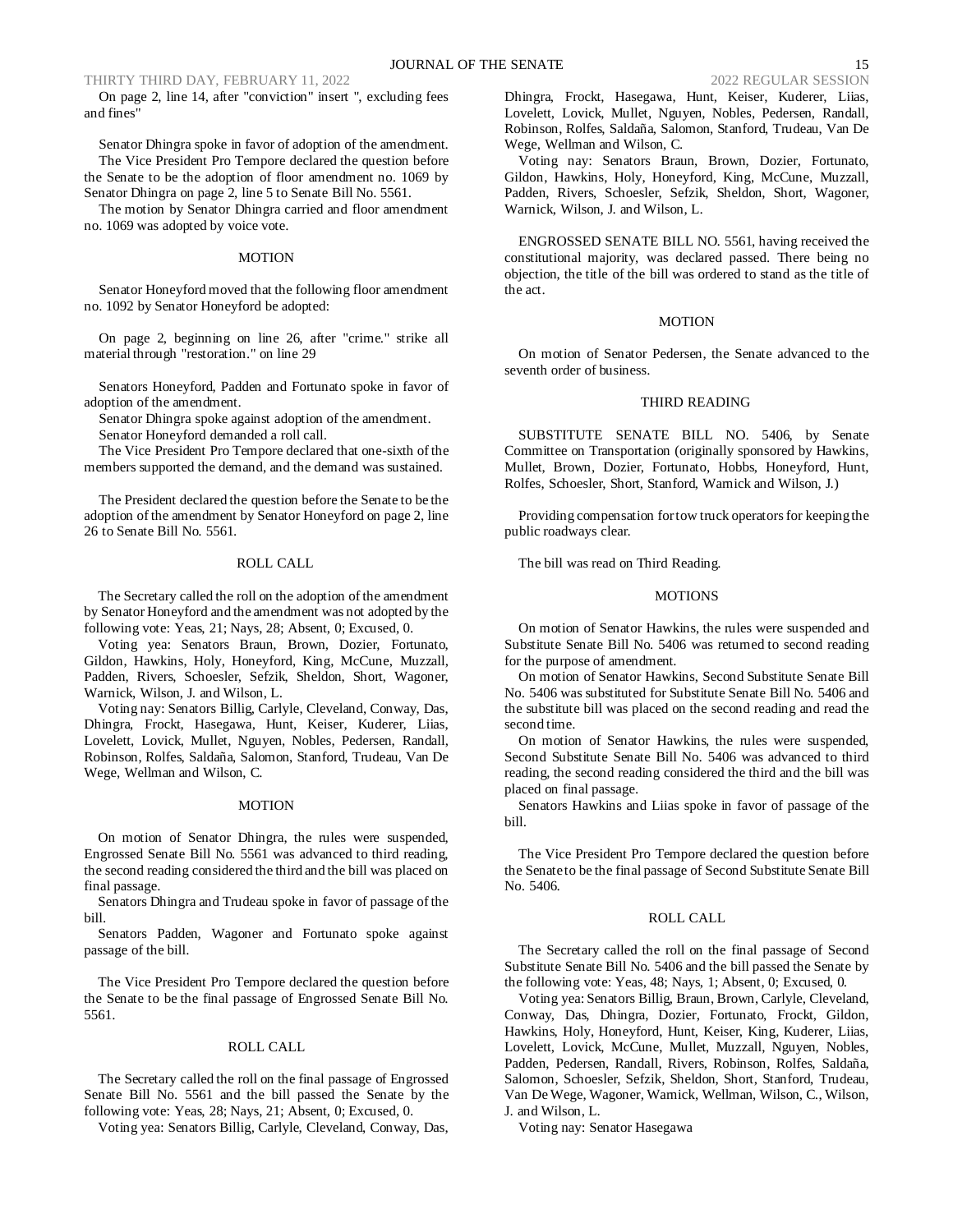On page 2, line 14, after "conviction" insert ", excluding fees and fines"

Senator Dhingra spoke in favor of adoption of the amendment.

The Vice President Pro Tempore declared the question before the Senate to be the adoption of floor amendment no. 1069 by Senator Dhingra on page 2, line 5 to Senate Bill No. 5561.

The motion by Senator Dhingra carried and floor amendment no. 1069 was adopted by voice vote.

MOTION

Senator Honeyford moved that the following floor amendment no. 1092 by Senator Honeyford be adopted:

On page 2, beginning on line 26, after "crime." strike all material through "restoration." on line 29

Senators Honeyford, Padden and Fortunato spoke in favor of adoption of the amendment.

Senator Dhingra spoke against adoption of the amendment.

Senator Honeyford demanded a roll call.

The Vice President Pro Tempore declared that one-sixth of the members supported the demand, and the demand was sustained.

The President declared the question before the Senate to be the adoption of the amendment by Senator Honeyford on page 2, line 26 to Senate Bill No. 5561.

ROLL CALL

The Secretary called the roll on the adoption of the amendment by Senator Honeyford and the amendment was not adopted by the following vote: Yeas, 21; Nays, 28; Absent, 0; Excused, 0.

Voting yea: Senators Braun, Brown, Dozier, Fortunato, Gildon, Hawkins, Holy, Honeyford, King, McCune, Muzzall, Padden, Rivers, Schoesler, Sefzik, Sheldon, Short, Wagoner, Warnick, Wilson, J. and Wilson, L.

Voting nay: Senators Billig, Carlyle, Cleveland, Conway, Das, Dhingra, Frockt, Hasegawa, Hunt, Keiser, Kuderer, Liias, Lovelett, Lovick, Mullet, Nguyen, Nobles, Pedersen, Randall, Robinson, Rolfes, Saldaña, Salomon, Stanford, Trudeau, Van De Wege, Wellman and Wilson, C.

MOTION

On motion of Senator Dhingra, the rules were suspended, Engrossed Senate Bill No. 5561 was advanced to third reading, the second reading considered the third and the bill was placed on final passage.

Senators Dhingra and Trudeau spoke in favor of passage of the bill.

Senators Padden, Wagoner and Fortunato spoke against passage of the bill.

The Vice President Pro Tempore declared the question before the Senate to be the final passage of Engrossed Senate Bill No. 5561.

ROLL CALL

The Secretary called the roll on the final passage of Engrossed Senate Bill No. 5561 and the bill passed the Senate by the following vote: Yeas, 28; Nays, 21; Absent, 0; Excused, 0.

Voting yea: Senators Billig, Carlyle, Cleveland, Conway, Das, Dhingra, Frockt, Hasegawa, Hunt, Keiser, Kuderer, Liias, Lovelett, Lovick, Mullet, Nguyen, Nobles, Pedersen, Randall, Robinson, Rolfes, Saldaña, Salomon, Stanford, Trudeau, Van De Wege, Wellman and Wilson, C.

Voting nay: Senators Braun, Brown, Dozier, Fortunato, Gildon, Hawkins, Holy, Honeyford, King, McCune, Muzzall, Padden, Rivers, Schoesler, Sefzik, Sheldon, Short, Wagoner, Warnick, Wilson, J. and Wilson, L.

ENGROSSED SENATE BILL NO. 5561, having received the constitutional majority, was declared passed. There being no objection, the title of the bill was ordered to stand as the title of the act.

MOTION

On motion of Senator Pedersen, the Senate advanced to the seventh order of business.

THIRD READING

SUBSTITUTE SENATE BILL NO. 5406, by Senate Committee on Transportation (originally sponsored by Hawkins, Mullet, Brown, Dozier, Fortunato, Hobbs, Honeyford, Hunt, Rolfes, Schoesler, Short, Stanford, Warnick and Wilson, J.)

Providing compensation for tow truck operators for keeping the public roadways clear.

The bill was read on Third Reading.

MOTIONS

On motion of Senator Hawkins, the rules were suspended and Substitute Senate Bill No. 5406 was returned to second reading for the purpose of amendment.

On motion of Senator Hawkins, Second Substitute Senate Bill No. 5406 was substituted for Substitute Senate Bill No. 5406 and the substitute bill was placed on the second reading and read the second time.

On motion of Senator Hawkins, the rules were suspended, Second Substitute Senate Bill No. 5406 was advanced to third reading, the second reading considered the third and the bill was placed on final passage.

Senators Hawkins and Liias spoke in favor of passage of the bill.

The Vice President Pro Tempore declared the question before the Senate to be the final passage of Second Substitute Senate Bill No. 5406.

ROLL CALL

The Secretary called the roll on the final passage of Second Substitute Senate Bill No. 5406 and the bill passed the Senate by the following vote: Yeas, 48; Nays, 1; Absent, 0; Excused, 0.

Voting yea: Senators Billig, Braun, Brown, Carlyle, Cleveland, Conway, Das, Dhingra, Dozier, Fortunato, Frockt, Gildon, Hawkins, Holy, Honeyford, Hunt, Keiser, King, Kuderer, Liias, Lovelett, Lovick, McCune, Mullet, Muzzall, Nguyen, Nobles, Padden, Pedersen, Randall, Rivers, Robinson, Rolfes, Saldaña, Salomon, Schoesler, Sefzik, Sheldon, Short, Stanford, Trudeau, Van De Wege, Wagoner, Warnick, Wellman, Wilson, C., Wilson, J. and Wilson, L.

Voting nay: Senator Hasegawa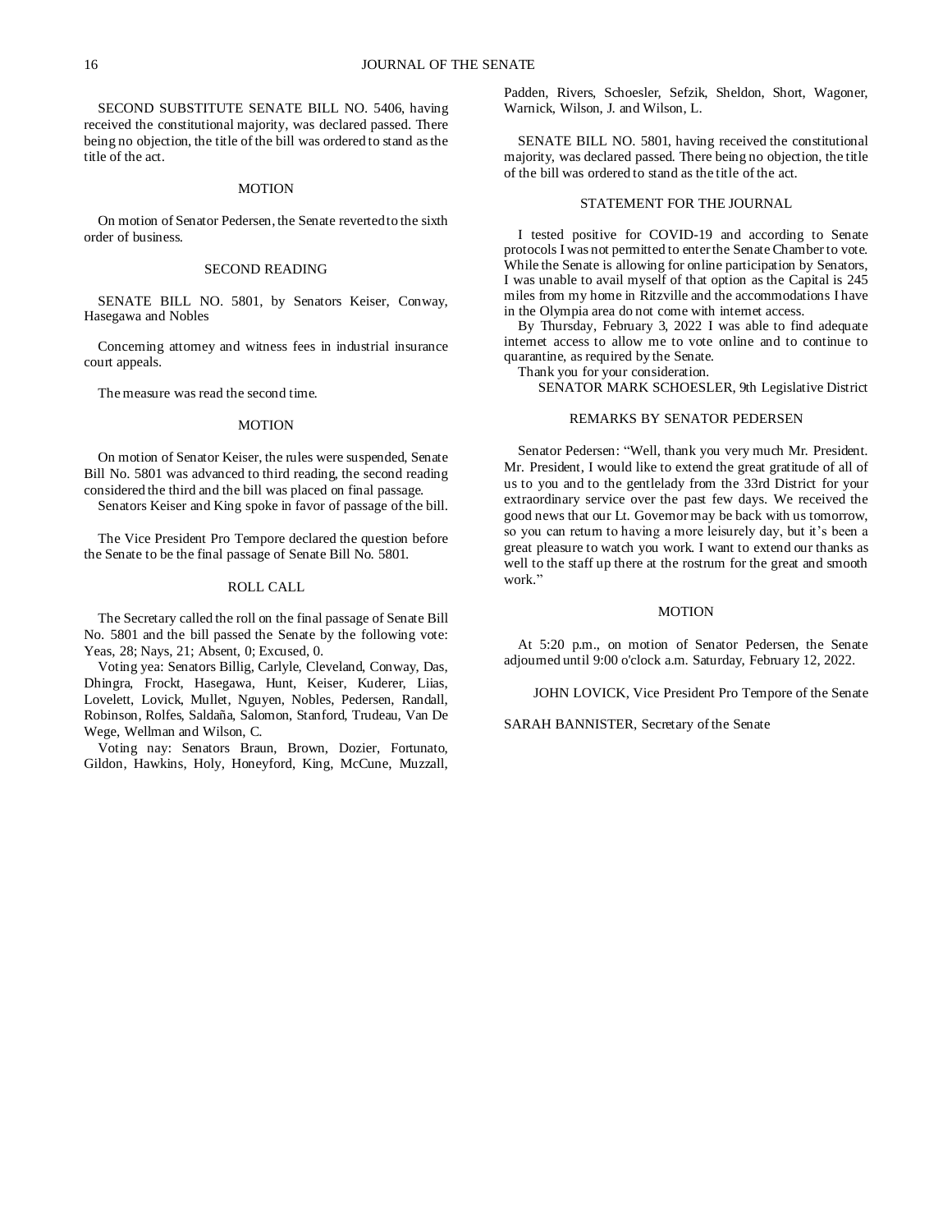SECOND SUBSTITUTE SENATE BILL NO. 5406, having received the constitutional majority, was declared passed. There being no objection, the title of the bill was ordered to stand as the title of the act.

MOTION

On motion of Senator Pedersen, the Senate reverted to the sixth order of business.

SECOND READING

SENATE BILL NO. 5801, by Senators Keiser, Conway, Hasegawa and Nobles

Concerning attorney and witness fees in industrial insurance court appeals.

The measure was read the second time.

MOTION

On motion of Senator Keiser, the rules were suspended, Senate Bill No. 5801 was advanced to third reading, the second reading considered the third and the bill was placed on final passage.

Senators Keiser and King spoke in favor of passage of the bill.

The Vice President Pro Tempore declared the question before the Senate to be the final passage of Senate Bill No. 5801.

ROLL CALL

The Secretary called the roll on the final passage of Senate Bill No. 5801 and the bill passed the Senate by the following vote: Yeas, 28; Nays, 21; Absent, 0; Excused, 0.

Voting yea: Senators Billig, Carlyle, Cleveland, Conway, Das, Dhingra, Frockt, Hasegawa, Hunt, Keiser, Kuderer, Liias, Lovelett, Lovick, Mullet, Nguyen, Nobles, Pedersen, Randall, Robinson, Rolfes, Saldaña, Salomon, Stanford, Trudeau, Van De Wege, Wellman and Wilson, C.

Voting nay: Senators Braun, Brown, Dozier, Fortunato, Gildon, Hawkins, Holy, Honeyford, King, McCune, Muzzall, Padden, Rivers, Schoesler, Sefzik, Sheldon, Short, Wagoner, Warnick, Wilson, J. and Wilson, L.

SENATE BILL NO. 5801, having received the constitutional majority, was declared passed. There being no objection, the title of the bill was ordered to stand as the title of the act.

STATEMENT FOR THE JOURNAL

I tested positive for COVID-19 and according to Senate protocols I was not permitted to enter the Senate Chamber to vote. While the Senate is allowing for online participation by Senators, I was unable to avail myself of that option as the Capital is 245 miles from my home in Ritzville and the accommodations I have in the Olympia area do not come with internet access.

By Thursday, February 3, 2022 I was able to find adequate internet access to allow me to vote online and to continue to quarantine, as required by the Senate.

Thank you for your consideration.

SENATOR MARK SCHOESLER, 9th Legislative District

REMARKS BY SENATOR PEDERSEN

Senator Pedersen: "Well, thank you very much Mr. President. Mr. President, I would like to extend the great gratitude of all of us to you and to the gentlelady from the 33rd District for your extraordinary service over the past few days. We received the good news that our Lt. Governor may be back with us tomorrow, so you can return to having a more leisurely day, but it's been a great pleasure to watch you work. I want to extend our thanks as well to the staff up there at the rostrum for the great and smooth work."

MOTION

At 5:20 p.m., on motion of Senator Pedersen, the Senate adjourned until 9:00 o'clock a.m. Saturday, February 12, 2022.

JOHN LOVICK, Vice President Pro Tempore of the Senate

SARAH BANNISTER, Secretary of the Senate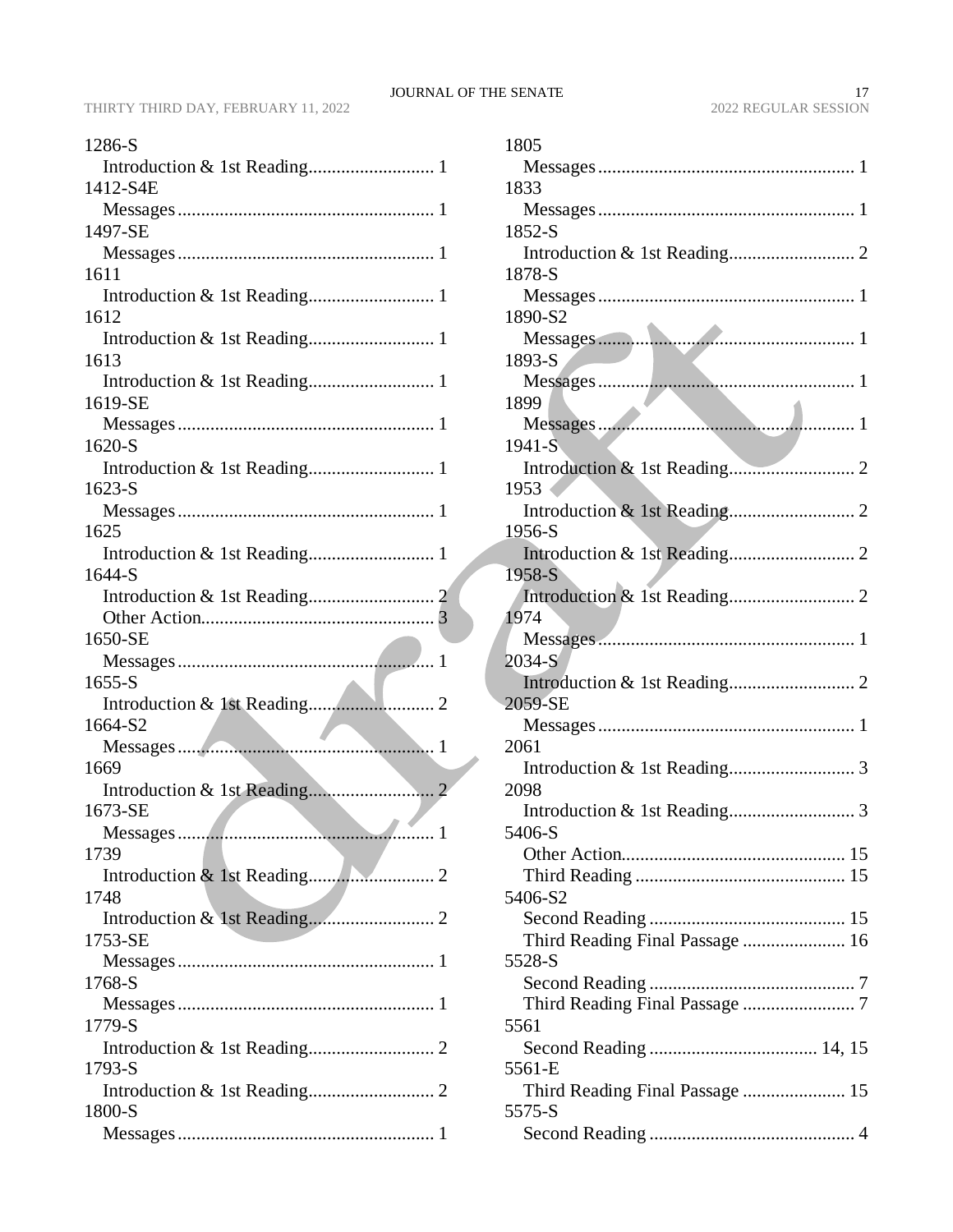1286-S
  Introduction & 1st Reading........................... 1
1412-S4E
  Messages...................................................... 1
1497-SE
  Messages...................................................... 1
1611
  Introduction & 1st Reading........................... 1
1612
  Introduction & 1st Reading........................... 1
1613
  Introduction & 1st Reading........................... 1
1619-SE
  Messages...................................................... 1
1620-S
  Introduction & 1st Reading........................... 1
1623-S
  Messages...................................................... 1
1625
  Introduction & 1st Reading........................... 1
1644-S
  Introduction & 1st Reading........................... 2
  Other Action................................................. 3
1650-SE
  Messages...................................................... 1
1655-S
  Introduction & 1st Reading........................... 2
1664-S2
  Messages...................................................... 1
1669
  Introduction & 1st Reading........................... 2
1673-SE
  Messages...................................................... 1
1739
  Introduction & 1st Reading........................... 2
1748
  Introduction & 1st Reading........................... 2
1753-SE
  Messages...................................................... 1
1768-S
  Messages...................................................... 1
1779-S
  Introduction & 1st Reading........................... 2
1793-S
  Introduction & 1st Reading........................... 2
1800-S
  Messages...................................................... 1
1805
  Messages...................................................... 1
1833
  Messages...................................................... 1
1852-S
  Introduction & 1st Reading........................... 2
1878-S
  Messages...................................................... 1
1890-S2
  Messages...................................................... 1
1893-S
  Messages...................................................... 1
1899
  Messages...................................................... 1
1941-S
  Introduction & 1st Reading........................... 2
1953
  Introduction & 1st Reading........................... 2
1956-S
  Introduction & 1st Reading........................... 2
1958-S
  Introduction & 1st Reading........................... 2
1974
  Messages...................................................... 1
2034-S
  Introduction & 1st Reading........................... 2
2059-SE
  Messages...................................................... 1
2061
  Introduction & 1st Reading........................... 3
2098
  Introduction & 1st Reading........................... 3
5406-S
  Other Action............................................... 15
  Third Reading ............................................ 15
5406-S2
  Second Reading .......................................... 15
  Third Reading Final Passage ...................... 16
5528-S
  Second Reading ............................................ 7
  Third Reading Final Passage ........................ 7
5561
  Second Reading .................................... 14, 15
5561-E
  Third Reading Final Passage ...................... 15
5575-S
  Second Reading ............................................ 4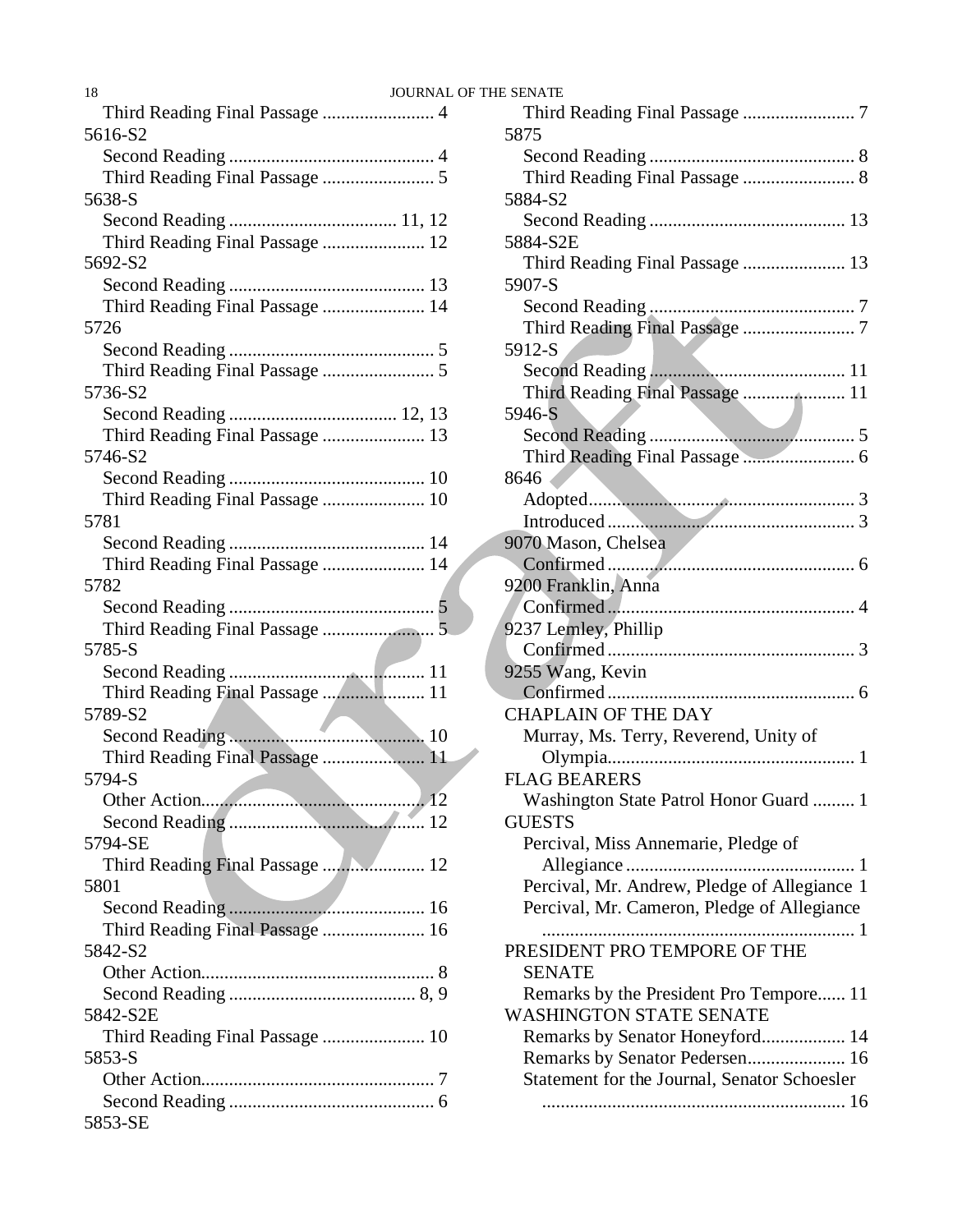Third Reading Final Passage ........................ 4

5616-S2

Second Reading ............................................ 4

Third Reading Final Passage ........................ 5

5638-S

Second Reading .................................... 11, 12

Third Reading Final Passage ...................... 12

5692-S2

Second Reading .......................................... 13

Third Reading Final Passage ...................... 14

5726

Second Reading ............................................ 5

Third Reading Final Passage ........................ 5

5736-S2

Second Reading .................................... 12, 13

Third Reading Final Passage ...................... 13

5746-S2

Second Reading .......................................... 10

Third Reading Final Passage ...................... 10

5781

Second Reading .......................................... 14

Third Reading Final Passage ...................... 14

5782

Second Reading ............................................ 5

Third Reading Final Passage ........................ 5

5785-S

Second Reading .......................................... 11

Third Reading Final Passage ...................... 11

5789-S2

Second Reading .......................................... 10

Third Reading Final Passage ...................... 11

5794-S

Other Action................................................ 12

Second Reading .......................................... 12

5794-SE

Third Reading Final Passage ...................... 12

5801

Second Reading .......................................... 16

Third Reading Final Passage ...................... 16

5842-S2

Other Action.................................................. 8

Second Reading ........................................ 8, 9

5842-S2E

Third Reading Final Passage ...................... 10

5853-S

Other Action.................................................. 7

Second Reading ............................................ 6

5853-SE

Third Reading Final Passage ........................ 7

5875

Second Reading ............................................ 8

Third Reading Final Passage ........................ 8

5884-S2

Second Reading .......................................... 13

5884-S2E

Third Reading Final Passage ...................... 13

5907-S

Second Reading ............................................ 7

Third Reading Final Passage ........................ 7

5912-S

Second Reading .......................................... 11

Third Reading Final Passage ...................... 11

5946-S

Second Reading ............................................ 5

Third Reading Final Passage ........................ 6

8646

Adopted......................................................... 3

Introduced ..................................................... 3

9070 Mason, Chelsea

Confirmed ..................................................... 6

9200 Franklin, Anna

Confirmed ..................................................... 4

9237 Lemley, Phillip

Confirmed ..................................................... 3

9255 Wang, Kevin

Confirmed ..................................................... 6

CHAPLAIN OF THE DAY

Murray, Ms. Terry, Reverend, Unity of Olympia..................................................... 1

FLAG BEARERS

Washington State Patrol Honor Guard ......... 1

GUESTS

Percival, Miss Annemarie, Pledge of Allegiance ................................................ 1

Percival, Mr. Andrew, Pledge of Allegiance 1

Percival, Mr. Cameron, Pledge of Allegiance .................................................................. 1

PRESIDENT PRO TEMPORE OF THE SENATE

Remarks by the President Pro Tempore...... 11

WASHINGTON STATE SENATE

Remarks by Senator Honeyford.................. 14

Remarks by Senator Pedersen..................... 16

Statement for the Journal, Senator Schoesler ................................................................ 16